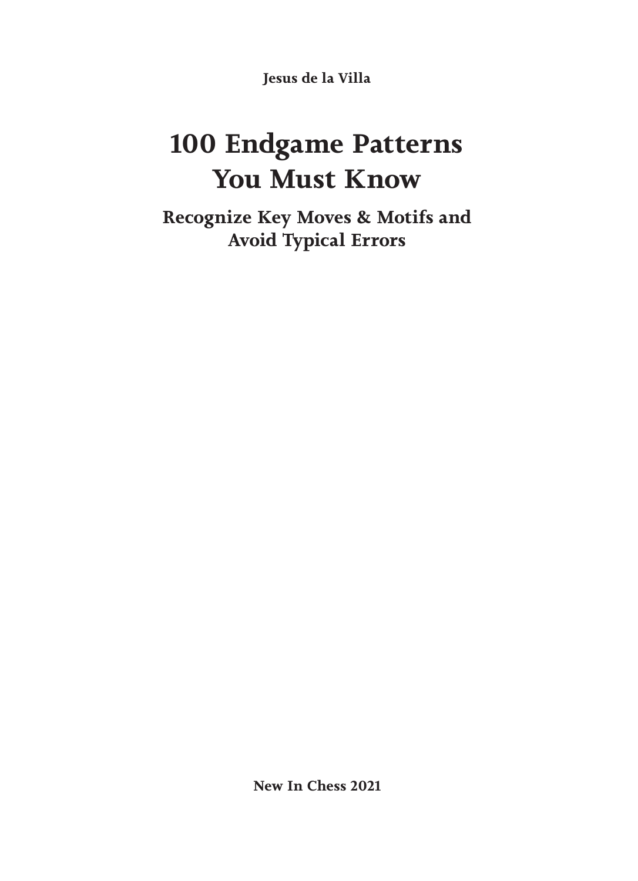**Jesus de la Villa**

# 100 Endgame Patterns You Must Know

## Recognize Key Moves & Motifs and Avoid Typical Errors

**New In Chess 2021**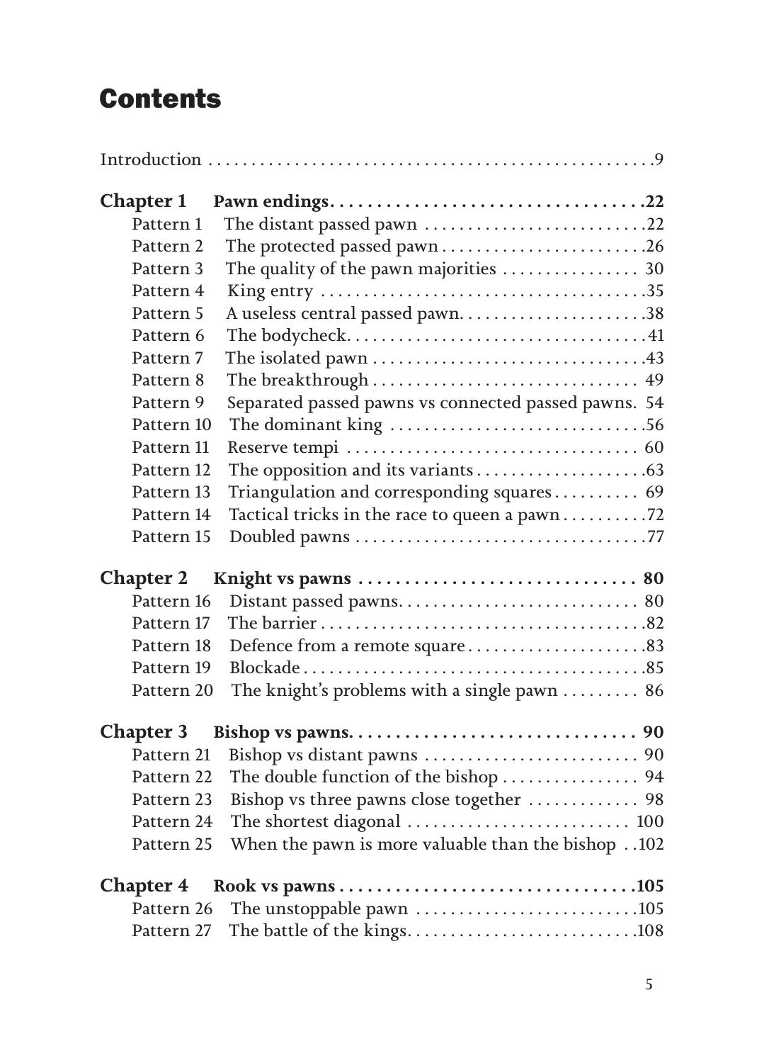# Contents

Introduction .....................................................9

**Chapter 1 Pawn endings....................................22**

- Pattern 1 The distant passed pawn ..........................22
- Pattern 2 The protected passed pawn........................26
- Pattern 3 The quality of the pawn majorities ................ 30
- Pattern 4 King entry .....................................35
- Pattern 5 A useless central passed pawn......................38
- Pattern 6 The bodycheck...................................41
- Pattern 7 The isolated pawn ...............................43
- Pattern 8 The breakthrough .............................. 49
- Pattern 9 Separated passed pawns vs connected passed pawns. 54
- Pattern 10 The dominant king .............................56
- Pattern 11 Reserve tempi ................................ 60
- Pattern 12 The opposition and its variants...................63
- Pattern 13 Triangulation and corresponding squares.......... 69
- Pattern 14 Tactical tricks in the race to queen a pawn..........72
- Pattern 15 Doubled pawns .................................77

**Chapter 2 Knight vs pawns ............................. 80**

- Pattern 16 Distant passed pawns........................... 80
- Pattern 17 The barrier .....................................82
- Pattern 18 Defence from a remote square....................83
- Pattern 19 Blockade.......................................85
- Pattern 20 The knight's problems with a single pawn ......... 86

**Chapter 3 Bishop vs pawns............................... 90**

- Pattern 21 Bishop vs distant pawns ......................... 90
- Pattern 22 The double function of the bishop ................ 94
- Pattern 23 Bishop vs three pawns close together ............. 98
- Pattern 24 The shortest diagonal .......................... 100
- Pattern 25 When the pawn is more valuable than the bishop ..102

**Chapter 4 Rook vs pawns...............................105**

- Pattern 26 The unstoppable pawn ..........................105
- Pattern 27 The battle of the kings..........................108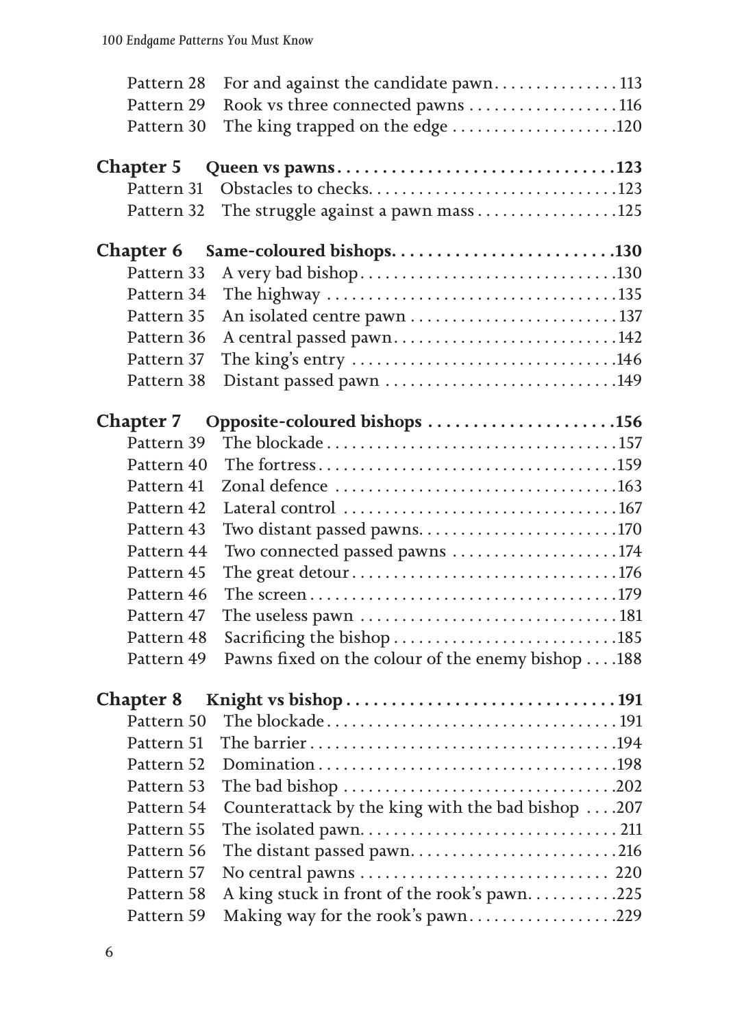Pattern 28 For and against the candidate pawn . . . . . . . . . . . . . . 113
Pattern 29 Rook vs three connected pawns . . . . . . . . . . . . . . . . . 116
Pattern 30 The king trapped on the edge . . . . . . . . . . . . . . . . . . .120

**Chapter 5 Queen vs pawns . . . . . . . . . . . . . . . . . . . . . . . . . . . . . .123**
Pattern 31 Obstacles to checks. . . . . . . . . . . . . . . . . . . . . . . . . . . .123
Pattern 32 The struggle against a pawn mass . . . . . . . . . . . . . . . .125

**Chapter 6 Same-coloured bishops. . . . . . . . . . . . . . . . . . . . . . . . .130**
Pattern 33 A very bad bishop . . . . . . . . . . . . . . . . . . . . . . . . . . . . .130
Pattern 34 The highway . . . . . . . . . . . . . . . . . . . . . . . . . . . . . . . . .135
Pattern 35 An isolated centre pawn . . . . . . . . . . . . . . . . . . . . . . . . 137
Pattern 36 A central passed pawn. . . . . . . . . . . . . . . . . . . . . . . . . .142
Pattern 37 The king's entry . . . . . . . . . . . . . . . . . . . . . . . . . . . . . .146
Pattern 38 Distant passed pawn . . . . . . . . . . . . . . . . . . . . . . . . . . .149

**Chapter 7 Opposite-coloured bishops . . . . . . . . . . . . . . . . . . . . .156**
Pattern 39 The blockade . . . . . . . . . . . . . . . . . . . . . . . . . . . . . . . . .157
Pattern 40 The fortress . . . . . . . . . . . . . . . . . . . . . . . . . . . . . . . . . .159
Pattern 41 Zonal defence . . . . . . . . . . . . . . . . . . . . . . . . . . . . . . . .163
Pattern 42 Lateral control . . . . . . . . . . . . . . . . . . . . . . . . . . . . . . .167
Pattern 43 Two distant passed pawns. . . . . . . . . . . . . . . . . . . . . . .170
Pattern 44 Two connected passed pawns . . . . . . . . . . . . . . . . . . .174
Pattern 45 The great detour . . . . . . . . . . . . . . . . . . . . . . . . . . . . . .176
Pattern 46 The screen . . . . . . . . . . . . . . . . . . . . . . . . . . . . . . . . . . .179
Pattern 47 The useless pawn . . . . . . . . . . . . . . . . . . . . . . . . . . . . . 181
Pattern 48 Sacrificing the bishop . . . . . . . . . . . . . . . . . . . . . . . . . .185
Pattern 49 Pawns fixed on the colour of the enemy bishop . . . .188

**Chapter 8 Knight vs bishop . . . . . . . . . . . . . . . . . . . . . . . . . . . . . 191**
Pattern 50 The blockade . . . . . . . . . . . . . . . . . . . . . . . . . . . . . . . . . 191
Pattern 51 The barrier . . . . . . . . . . . . . . . . . . . . . . . . . . . . . . . . . . .194
Pattern 52 Domination . . . . . . . . . . . . . . . . . . . . . . . . . . . . . . . . . .198
Pattern 53 The bad bishop . . . . . . . . . . . . . . . . . . . . . . . . . . . . . . .202
Pattern 54 Counterattack by the king with the bad bishop . . . .207
Pattern 55 The isolated pawn. . . . . . . . . . . . . . . . . . . . . . . . . . . . . 211
Pattern 56 The distant passed pawn. . . . . . . . . . . . . . . . . . . . . . . .216
Pattern 57 No central pawns . . . . . . . . . . . . . . . . . . . . . . . . . . . . . 220
Pattern 58 A king stuck in front of the rook's pawn. . . . . . . . . . .225
Pattern 59 Making way for the rook's pawn. . . . . . . . . . . . . . . . . .229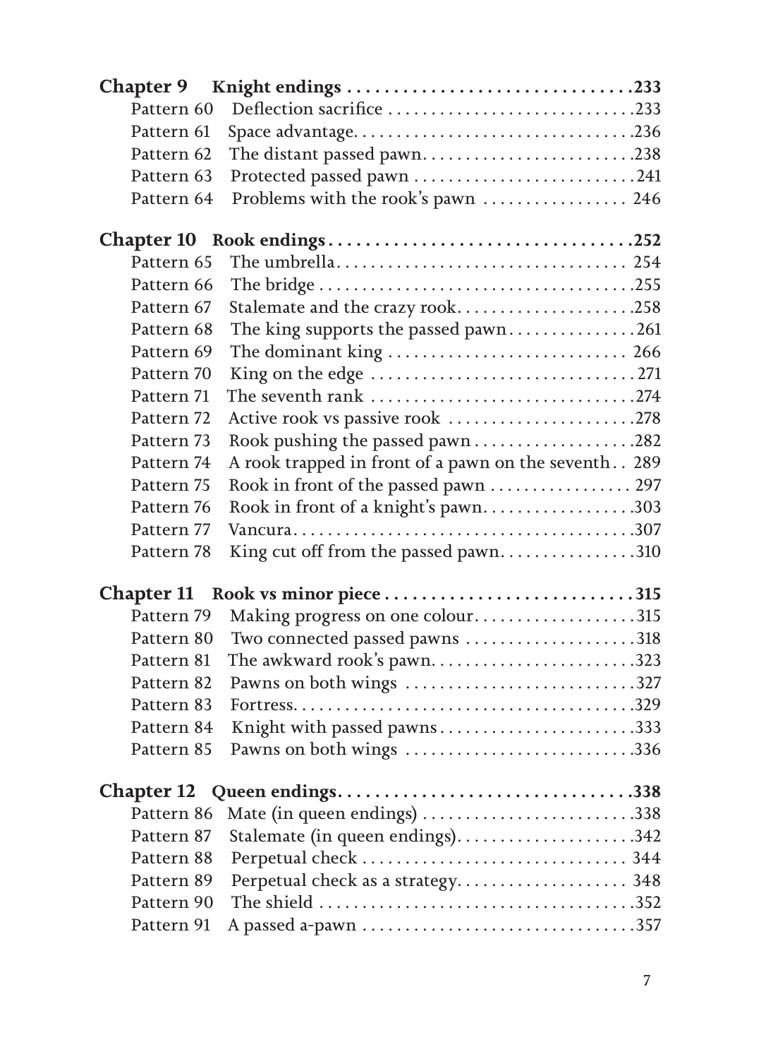**Chapter 9 Knight endings ............................... 233**

- Pattern 60 Deflection sacrifice ............................. 233
- Pattern 61 Space advantage ................................ 236
- Pattern 62 The distant passed pawn ......................... 238
- Pattern 63 Protected passed pawn .......................... 241
- Pattern 64 Problems with the rook's pawn ................. 246

**Chapter 10 Rook endings ............................... 252**

- Pattern 65 The umbrella .................................. 254
- Pattern 66 The bridge ..................................... 255
- Pattern 67 Stalemate and the crazy rook ..................... 258
- Pattern 68 The king supports the passed pawn ............... 261
- Pattern 69 The dominant king ............................ 266
- Pattern 70 King on the edge ............................... 271
- Pattern 71 The seventh rank ............................... 274
- Pattern 72 Active rook vs passive rook ...................... 278
- Pattern 73 Rook pushing the passed pawn ................... 282
- Pattern 74 A rook trapped in front of a pawn on the seventh .. 289
- Pattern 75 Rook in front of the passed pawn ................. 297
- Pattern 76 Rook in front of a knight's pawn .................. 303
- Pattern 77 Vancura ........................................ 307
- Pattern 78 King cut off from the passed pawn ................ 310

**Chapter 11 Rook vs minor piece ........................... 315**

- Pattern 79 Making progress on one colour ................... 315
- Pattern 80 Two connected passed pawns .................... 318
- Pattern 81 The awkward rook's pawn ........................ 323
- Pattern 82 Pawns on both wings ........................... 327
- Pattern 83 Fortress ....................................... 329
- Pattern 84 Knight with passed pawns ....................... 333
- Pattern 85 Pawns on both wings ........................... 336

**Chapter 12 Queen endings ............................... 338**

- Pattern 86 Mate (in queen endings) ........................ 338
- Pattern 87 Stalemate (in queen endings) ..................... 342
- Pattern 88 Perpetual check ............................... 344
- Pattern 89 Perpetual check as a strategy .................... 348
- Pattern 90 The shield ..................................... 352
- Pattern 91 A passed a-pawn ................................ 357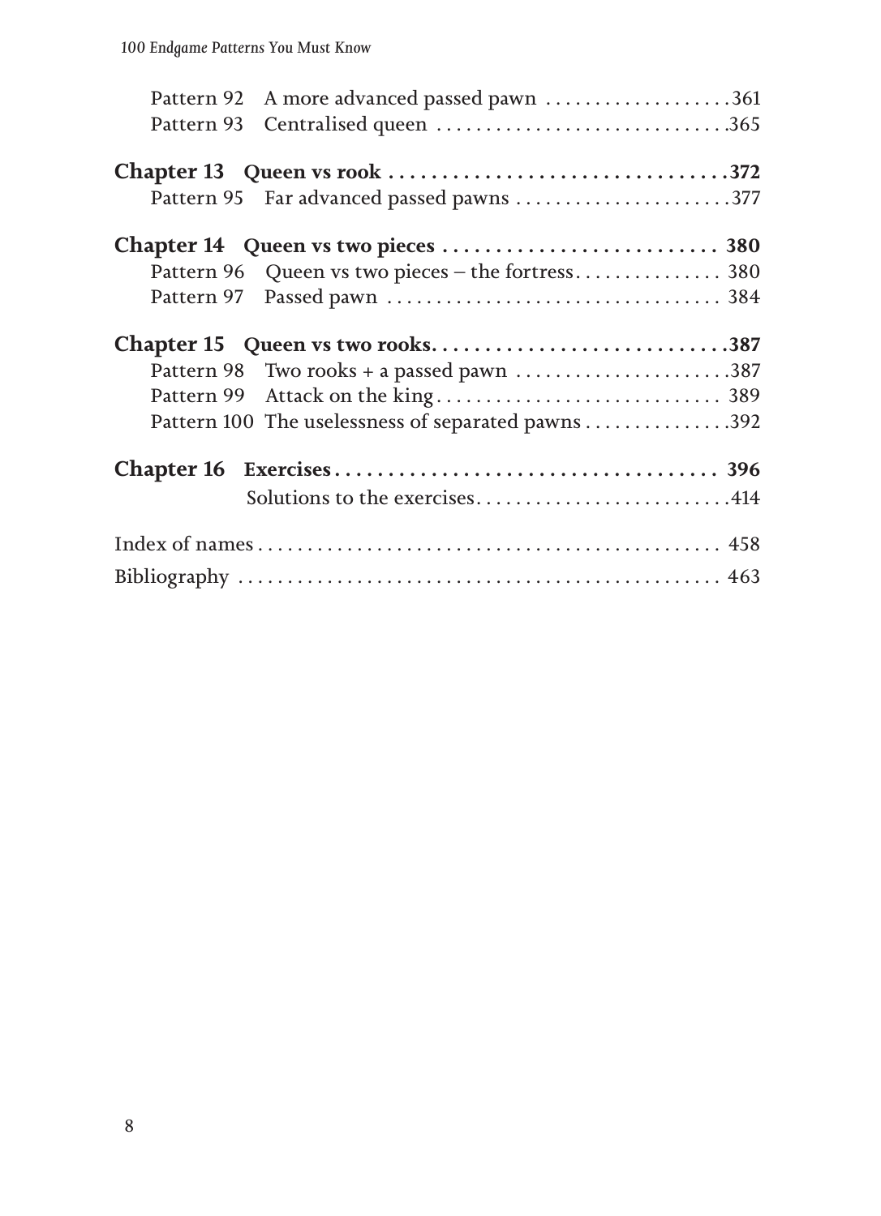Pattern 92 A more advanced passed pawn . . . . . . . . . . . . . . . . . . .361
Pattern 93 Centralised queen . . . . . . . . . . . . . . . . . . . . . . . . . . . . .365

**Chapter 13 Queen vs rook . . . . . . . . . . . . . . . . . . . . . . . . . . . . . . . .372**
Pattern 95 Far advanced passed pawns . . . . . . . . . . . . . . . . . . . . . .377

**Chapter 14 Queen vs two pieces . . . . . . . . . . . . . . . . . . . . . . . . . . 380**
Pattern 96 Queen vs two pieces – the fortress. . . . . . . . . . . . . . . 380
Pattern 97 Passed pawn . . . . . . . . . . . . . . . . . . . . . . . . . . . . . . . . . 384

**Chapter 15 Queen vs two rooks. . . . . . . . . . . . . . . . . . . . . . . . . . . .387**
Pattern 98 Two rooks + a passed pawn . . . . . . . . . . . . . . . . . . . . . .387
Pattern 99 Attack on the king. . . . . . . . . . . . . . . . . . . . . . . . . . . . 389
Pattern 100 The uselessness of separated pawns . . . . . . . . . . . . . . .392

**Chapter 16 Exercises . . . . . . . . . . . . . . . . . . . . . . . . . . . . . . . . . . . . 396**
Solutions to the exercises. . . . . . . . . . . . . . . . . . . . . . . . . .414

Index of names . . . . . . . . . . . . . . . . . . . . . . . . . . . . . . . . . . . . . . . . . . . . . . 458

Bibliography . . . . . . . . . . . . . . . . . . . . . . . . . . . . . . . . . . . . . . . . . . . . . . . . 463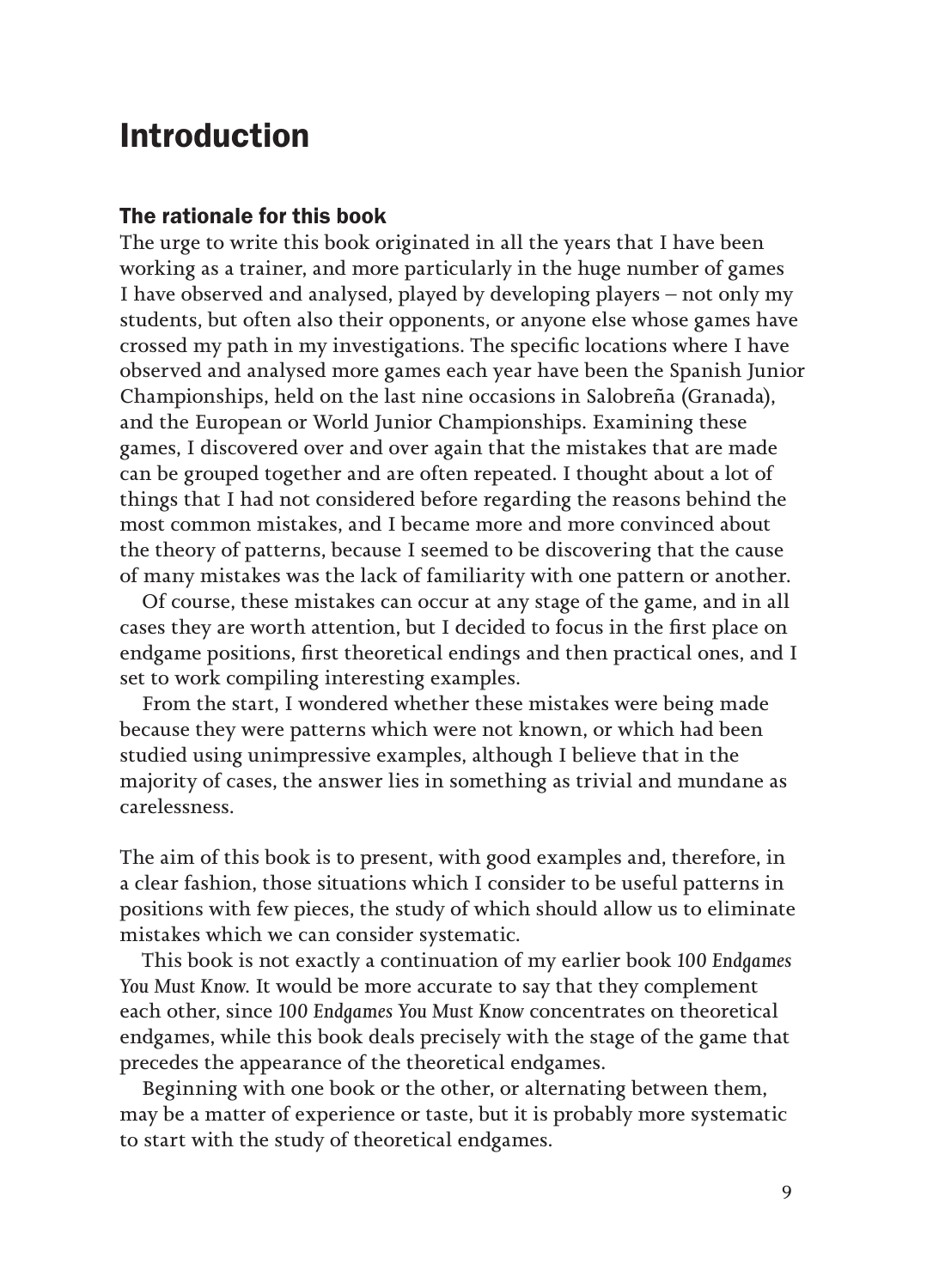# Introduction

## The rationale for this book

The urge to write this book originated in all the years that I have been working as a trainer, and more particularly in the huge number of games I have observed and analysed, played by developing players – not only my students, but often also their opponents, or anyone else whose games have crossed my path in my investigations. The specific locations where I have observed and analysed more games each year have been the Spanish Junior Championships, held on the last nine occasions in Salobreña (Granada), and the European or World Junior Championships. Examining these games, I discovered over and over again that the mistakes that are made can be grouped together and are often repeated. I thought about a lot of things that I had not considered before regarding the reasons behind the most common mistakes, and I became more and more convinced about the theory of patterns, because I seemed to be discovering that the cause of many mistakes was the lack of familiarity with one pattern or another.

Of course, these mistakes can occur at any stage of the game, and in all cases they are worth attention, but I decided to focus in the first place on endgame positions, first theoretical endings and then practical ones, and I set to work compiling interesting examples.

From the start, I wondered whether these mistakes were being made because they were patterns which were not known, or which had been studied using unimpressive examples, although I believe that in the majority of cases, the answer lies in something as trivial and mundane as carelessness.

The aim of this book is to present, with good examples and, therefore, in a clear fashion, those situations which I consider to be useful patterns in positions with few pieces, the study of which should allow us to eliminate mistakes which we can consider systematic.

This book is not exactly a continuation of my earlier book *100 Endgames You Must Know*. It would be more accurate to say that they complement each other, since *100 Endgames You Must Know* concentrates on theoretical endgames, while this book deals precisely with the stage of the game that precedes the appearance of the theoretical endgames.

Beginning with one book or the other, or alternating between them, may be a matter of experience or taste, but it is probably more systematic to start with the study of theoretical endgames.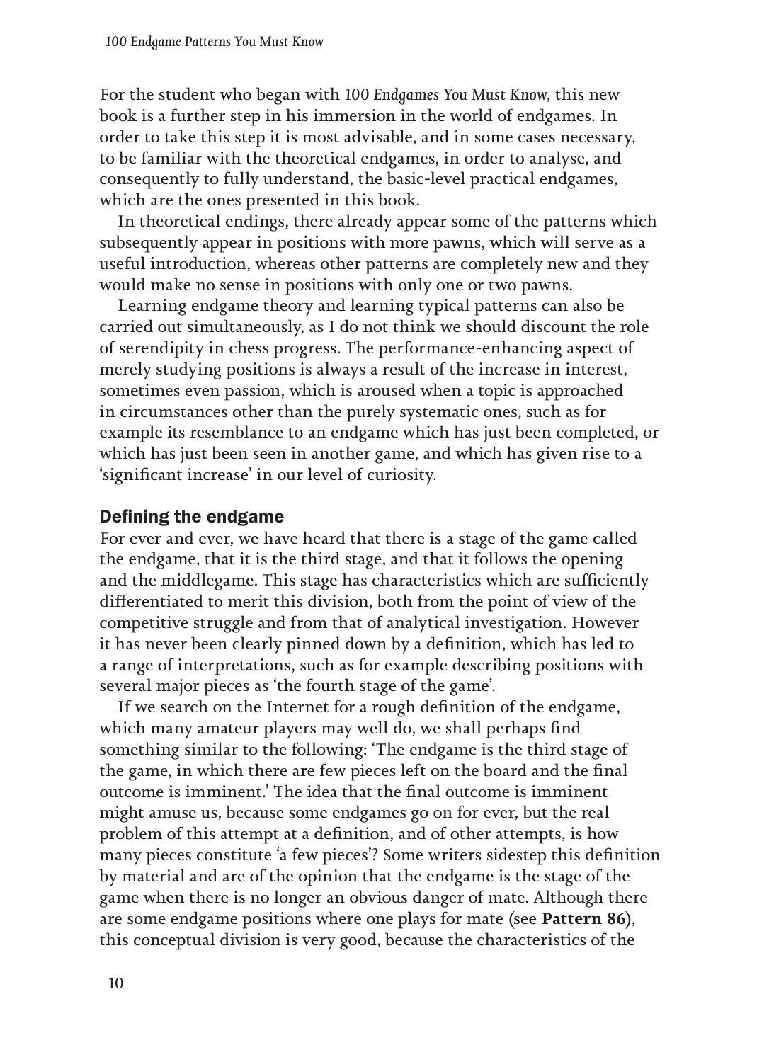For the student who began with *100 Endgames You Must Know*, this new book is a further step in his immersion in the world of endgames. In order to take this step it is most advisable, and in some cases necessary, to be familiar with the theoretical endgames, in order to analyse, and consequently to fully understand, the basic-level practical endgames, which are the ones presented in this book.

In theoretical endings, there already appear some of the patterns which subsequently appear in positions with more pawns, which will serve as a useful introduction, whereas other patterns are completely new and they would make no sense in positions with only one or two pawns.

Learning endgame theory and learning typical patterns can also be carried out simultaneously, as I do not think we should discount the role of serendipity in chess progress. The performance-enhancing aspect of merely studying positions is always a result of the increase in interest, sometimes even passion, which is aroused when a topic is approached in circumstances other than the purely systematic ones, such as for example its resemblance to an endgame which has just been completed, or which has just been seen in another game, and which has given rise to a 'significant increase' in our level of curiosity.

## Defining the endgame

For ever and ever, we have heard that there is a stage of the game called the endgame, that it is the third stage, and that it follows the opening and the middlegame. This stage has characteristics which are sufficiently differentiated to merit this division, both from the point of view of the competitive struggle and from that of analytical investigation. However it has never been clearly pinned down by a definition, which has led to a range of interpretations, such as for example describing positions with several major pieces as 'the fourth stage of the game'.

If we search on the Internet for a rough definition of the endgame, which many amateur players may well do, we shall perhaps find something similar to the following: 'The endgame is the third stage of the game, in which there are few pieces left on the board and the final outcome is imminent.' The idea that the final outcome is imminent might amuse us, because some endgames go on for ever, but the real problem of this attempt at a definition, and of other attempts, is how many pieces constitute 'a few pieces'? Some writers sidestep this definition by material and are of the opinion that the endgame is the stage of the game when there is no longer an obvious danger of mate. Although there are some endgame positions where one plays for mate (see **Pattern 86**), this conceptual division is very good, because the characteristics of the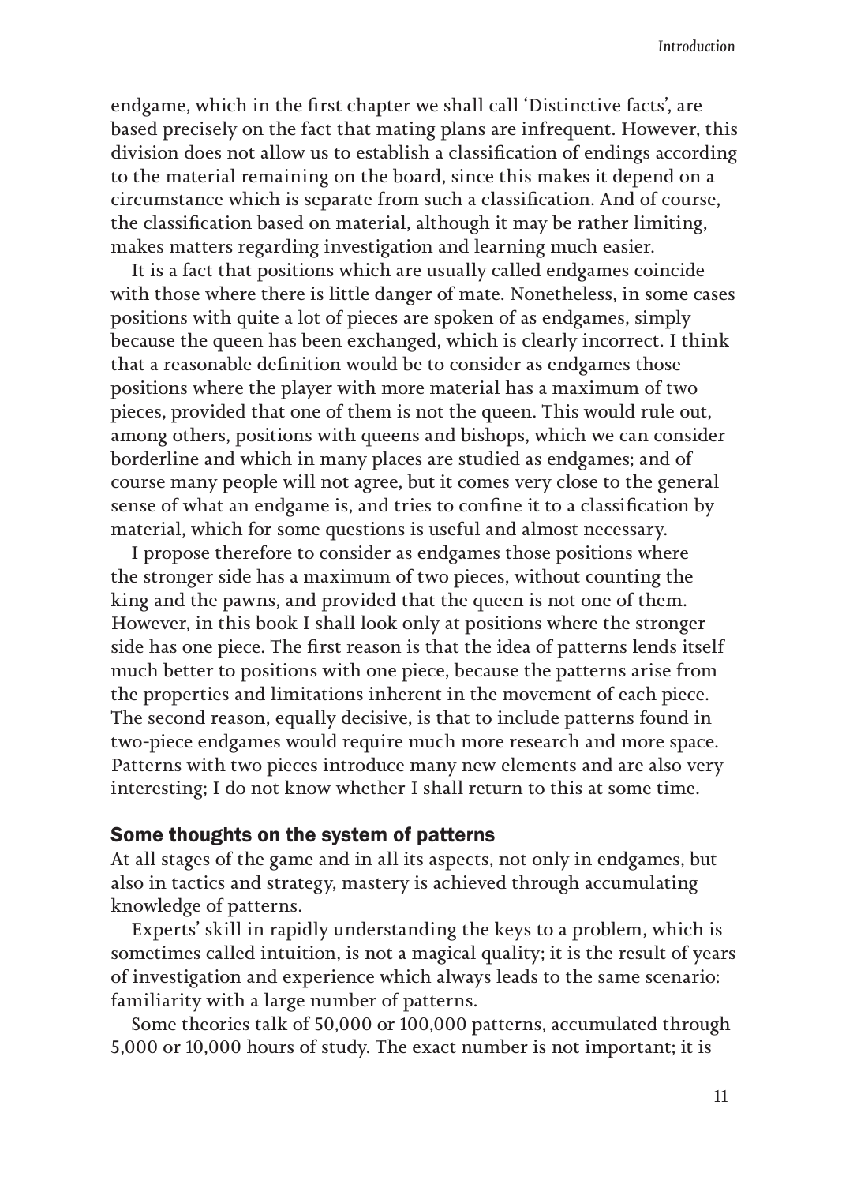endgame, which in the first chapter we shall call 'Distinctive facts', are based precisely on the fact that mating plans are infrequent. However, this division does not allow us to establish a classification of endings according to the material remaining on the board, since this makes it depend on a circumstance which is separate from such a classification. And of course, the classification based on material, although it may be rather limiting, makes matters regarding investigation and learning much easier.

It is a fact that positions which are usually called endgames coincide with those where there is little danger of mate. Nonetheless, in some cases positions with quite a lot of pieces are spoken of as endgames, simply because the queen has been exchanged, which is clearly incorrect. I think that a reasonable definition would be to consider as endgames those positions where the player with more material has a maximum of two pieces, provided that one of them is not the queen. This would rule out, among others, positions with queens and bishops, which we can consider borderline and which in many places are studied as endgames; and of course many people will not agree, but it comes very close to the general sense of what an endgame is, and tries to confine it to a classification by material, which for some questions is useful and almost necessary.

I propose therefore to consider as endgames those positions where the stronger side has a maximum of two pieces, without counting the king and the pawns, and provided that the queen is not one of them. However, in this book I shall look only at positions where the stronger side has one piece. The first reason is that the idea of patterns lends itself much better to positions with one piece, because the patterns arise from the properties and limitations inherent in the movement of each piece. The second reason, equally decisive, is that to include patterns found in two-piece endgames would require much more research and more space. Patterns with two pieces introduce many new elements and are also very interesting; I do not know whether I shall return to this at some time.

## Some thoughts on the system of patterns

At all stages of the game and in all its aspects, not only in endgames, but also in tactics and strategy, mastery is achieved through accumulating knowledge of patterns.

Experts' skill in rapidly understanding the keys to a problem, which is sometimes called intuition, is not a magical quality; it is the result of years of investigation and experience which always leads to the same scenario: familiarity with a large number of patterns.

Some theories talk of 50,000 or 100,000 patterns, accumulated through 5,000 or 10,000 hours of study. The exact number is not important; it is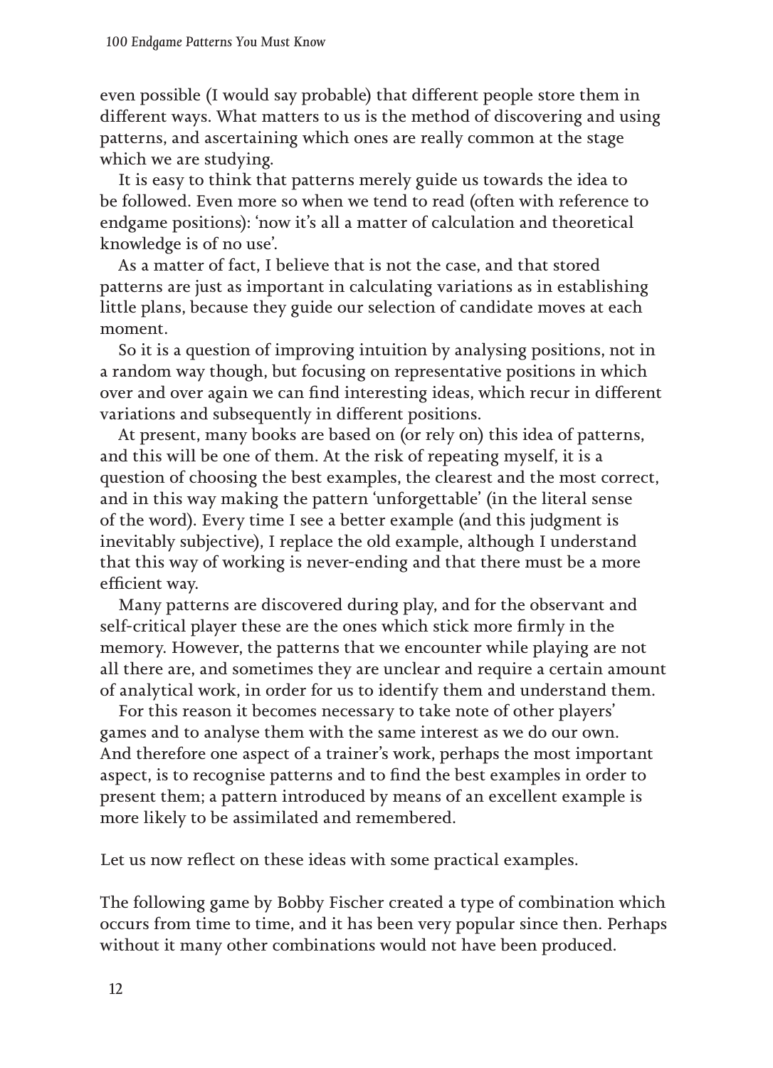even possible (I would say probable) that different people store them in different ways. What matters to us is the method of discovering and using patterns, and ascertaining which ones are really common at the stage which we are studying.

It is easy to think that patterns merely guide us towards the idea to be followed. Even more so when we tend to read (often with reference to endgame positions): 'now it's all a matter of calculation and theoretical knowledge is of no use'.

As a matter of fact, I believe that is not the case, and that stored patterns are just as important in calculating variations as in establishing little plans, because they guide our selection of candidate moves at each moment.

So it is a question of improving intuition by analysing positions, not in a random way though, but focusing on representative positions in which over and over again we can find interesting ideas, which recur in different variations and subsequently in different positions.

At present, many books are based on (or rely on) this idea of patterns, and this will be one of them. At the risk of repeating myself, it is a question of choosing the best examples, the clearest and the most correct, and in this way making the pattern 'unforgettable' (in the literal sense of the word). Every time I see a better example (and this judgment is inevitably subjective), I replace the old example, although I understand that this way of working is never-ending and that there must be a more efficient way.

Many patterns are discovered during play, and for the observant and self-critical player these are the ones which stick more firmly in the memory. However, the patterns that we encounter while playing are not all there are, and sometimes they are unclear and require a certain amount of analytical work, in order for us to identify them and understand them.

For this reason it becomes necessary to take note of other players' games and to analyse them with the same interest as we do our own. And therefore one aspect of a trainer's work, perhaps the most important aspect, is to recognise patterns and to find the best examples in order to present them; a pattern introduced by means of an excellent example is more likely to be assimilated and remembered.

Let us now reflect on these ideas with some practical examples.

The following game by Bobby Fischer created a type of combination which occurs from time to time, and it has been very popular since then. Perhaps without it many other combinations would not have been produced.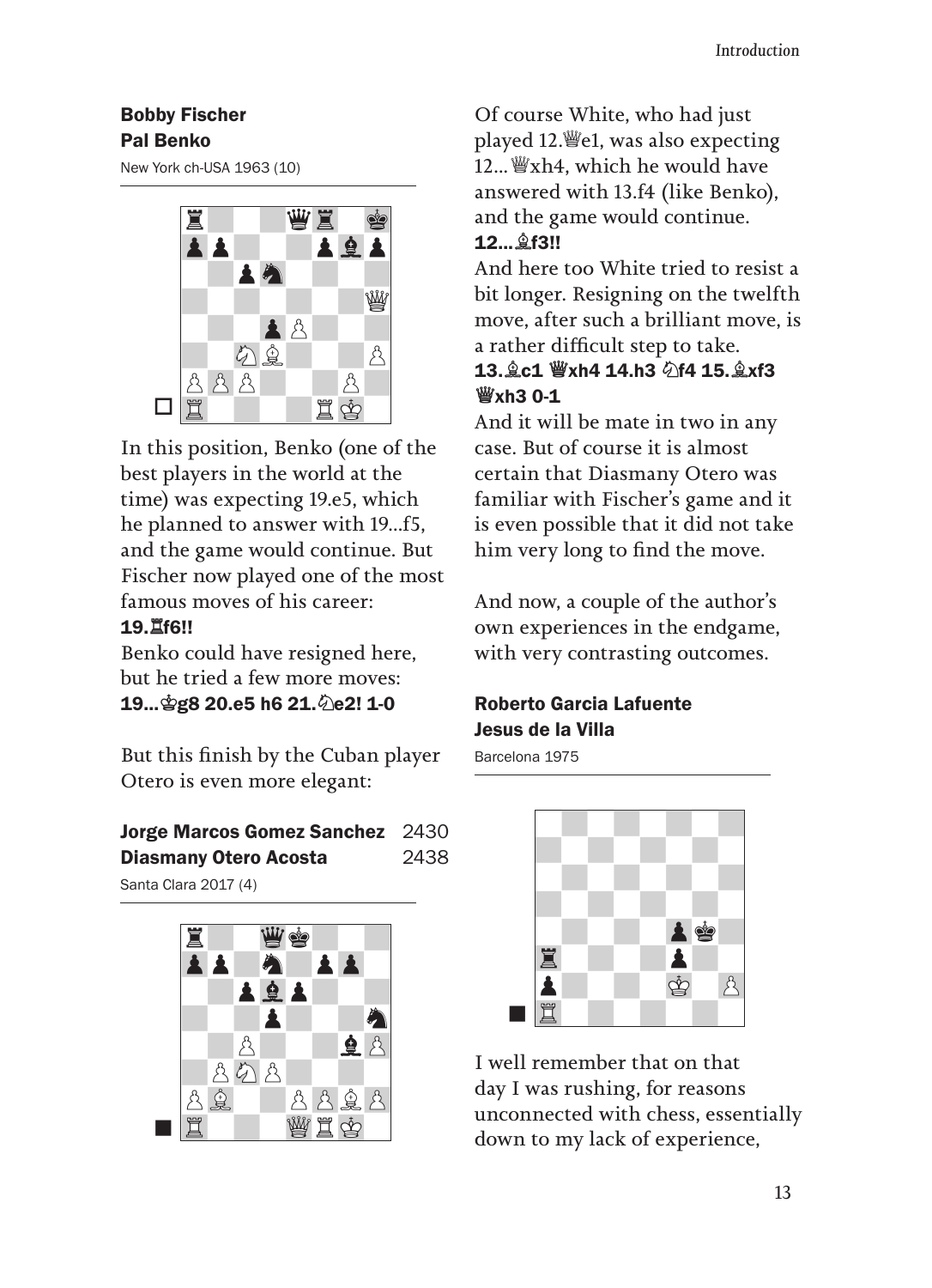**Bobby Fischer**
**Pal Benko**

New York ch-USA 1963 (10)

In this position, Benko (one of the best players in the world at the time) was expecting 19.e5, which he planned to answer with 19...f5, and the game would continue. But Fischer now played one of the most famous moves of his career:

**19.♖f6!!**

Benko could have resigned here, but he tried a few more moves:

**19...♔g8 20.e5 h6 21.♘e2! 1-0**

But this finish by the Cuban player Otero is even more elegant:

**Jorge Marcos Gomez Sanchez** 2430
**Diasmany Otero Acosta** 2438

Santa Clara 2017 (4)

Of course White, who had just played 12.♕e1, was also expecting 12...♕xh4, which he would have answered with 13.f4 (like Benko), and the game would continue.

**12...♗f3!!**

And here too White tried to resist a bit longer. Resigning on the twelfth move, after such a brilliant move, is a rather difficult step to take.

**13.♗c1 ♕xh4 14.h3 ♘f4 15.♗xf3 ♕xh3 0-1**

And it will be mate in two in any case. But of course it is almost certain that Diasmany Otero was familiar with Fischer's game and it is even possible that it did not take him very long to find the move.

And now, a couple of the author's own experiences in the endgame, with very contrasting outcomes.

**Roberto Garcia Lafuente**
**Jesus de la Villa**

Barcelona 1975

I well remember that on that day I was rushing, for reasons unconnected with chess, essentially down to my lack of experience,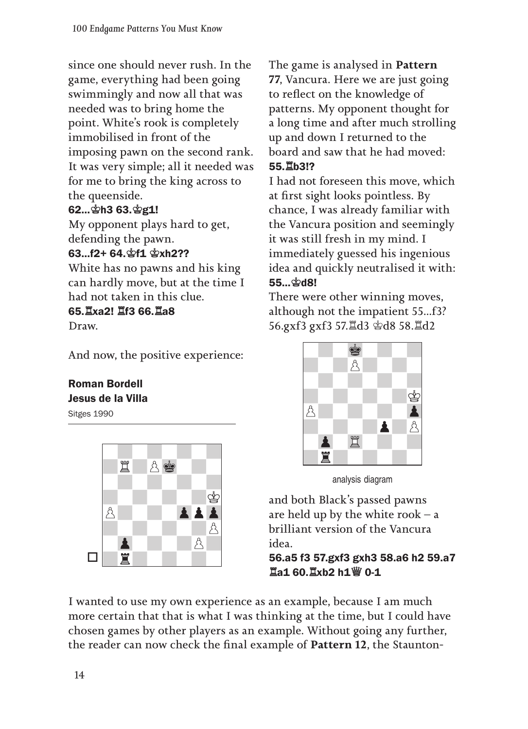since one should never rush. In the game, everything had been going swimmingly and now all that was needed was to bring home the point. White's rook is completely immobilised in front of the imposing pawn on the second rank. It was very simple; all it needed was for me to bring the king across to the queenside.

**62...♔h3 63.♔g1!**

My opponent plays hard to get, defending the pawn.

**63...f2+ 64.♔f1 ♔xh2??**

White has no pawns and his king can hardly move, but at the time I had not taken in this clue.

**65.♖xa2! ♖f3 66.♖a8**

Draw.

And now, the positive experience:

**Roman Bordell**
**Jesus de la Villa**
Sitges 1990

The game is analysed in **Pattern 77**, Vancura. Here we are just going to reflect on the knowledge of patterns. My opponent thought for a long time and after much strolling up and down I returned to the board and saw that he had moved:

**55.♖b3!?**

I had not foreseen this move, which at first sight looks pointless. By chance, I was already familiar with the Vancura position and seemingly it was still fresh in my mind. I immediately guessed his ingenious idea and quickly neutralised it with:

**55...♔d8!**

There were other winning moves, although not the impatient 55...f3? 56.gxf3 gxf3 57.♖d3 ♔d8 58.♖d2

analysis diagram

and both Black's passed pawns are held up by the white rook – a brilliant version of the Vancura idea.

**56.a5 f3 57.gxf3 gxh3 58.a6 h2 59.a7 ♖a1 60.♖xb2 h1♕ 0-1**

I wanted to use my own experience as an example, because I am much more certain that that is what I was thinking at the time, but I could have chosen games by other players as an example. Without going any further, the reader can now check the final example of **Pattern 12**, the Staunton-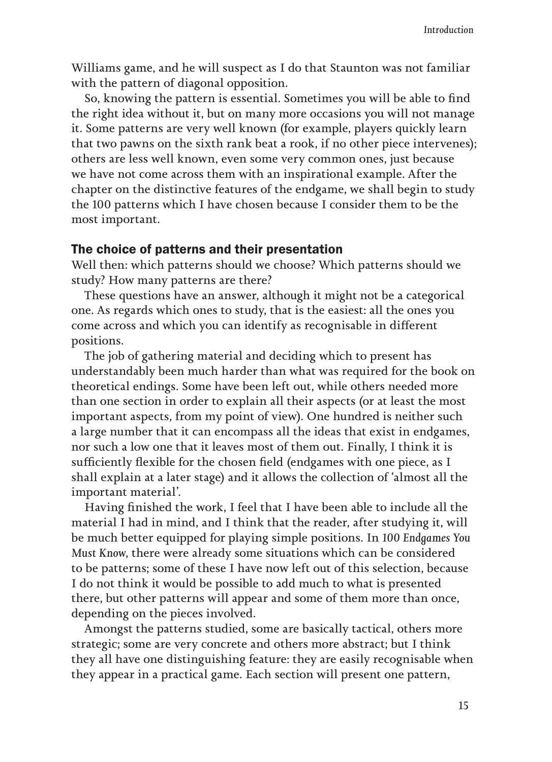Williams game, and he will suspect as I do that Staunton was not familiar with the pattern of diagonal opposition.

So, knowing the pattern is essential. Sometimes you will be able to find the right idea without it, but on many more occasions you will not manage it. Some patterns are very well known (for example, players quickly learn that two pawns on the sixth rank beat a rook, if no other piece intervenes); others are less well known, even some very common ones, just because we have not come across them with an inspirational example. After the chapter on the distinctive features of the endgame, we shall begin to study the 100 patterns which I have chosen because I consider them to be the most important.

## The choice of patterns and their presentation

Well then: which patterns should we choose? Which patterns should we study? How many patterns are there?

These questions have an answer, although it might not be a categorical one. As regards which ones to study, that is the easiest: all the ones you come across and which you can identify as recognisable in different positions.

The job of gathering material and deciding which to present has understandably been much harder than what was required for the book on theoretical endings. Some have been left out, while others needed more than one section in order to explain all their aspects (or at least the most important aspects, from my point of view). One hundred is neither such a large number that it can encompass all the ideas that exist in endgames, nor such a low one that it leaves most of them out. Finally, I think it is sufficiently flexible for the chosen field (endgames with one piece, as I shall explain at a later stage) and it allows the collection of 'almost all the important material'.

Having finished the work, I feel that I have been able to include all the material I had in mind, and I think that the reader, after studying it, will be much better equipped for playing simple positions. In *100 Endgames You Must Know*, there were already some situations which can be considered to be patterns; some of these I have now left out of this selection, because I do not think it would be possible to add much to what is presented there, but other patterns will appear and some of them more than once, depending on the pieces involved.

Amongst the patterns studied, some are basically tactical, others more strategic; some are very concrete and others more abstract; but I think they all have one distinguishing feature: they are easily recognisable when they appear in a practical game. Each section will present one pattern,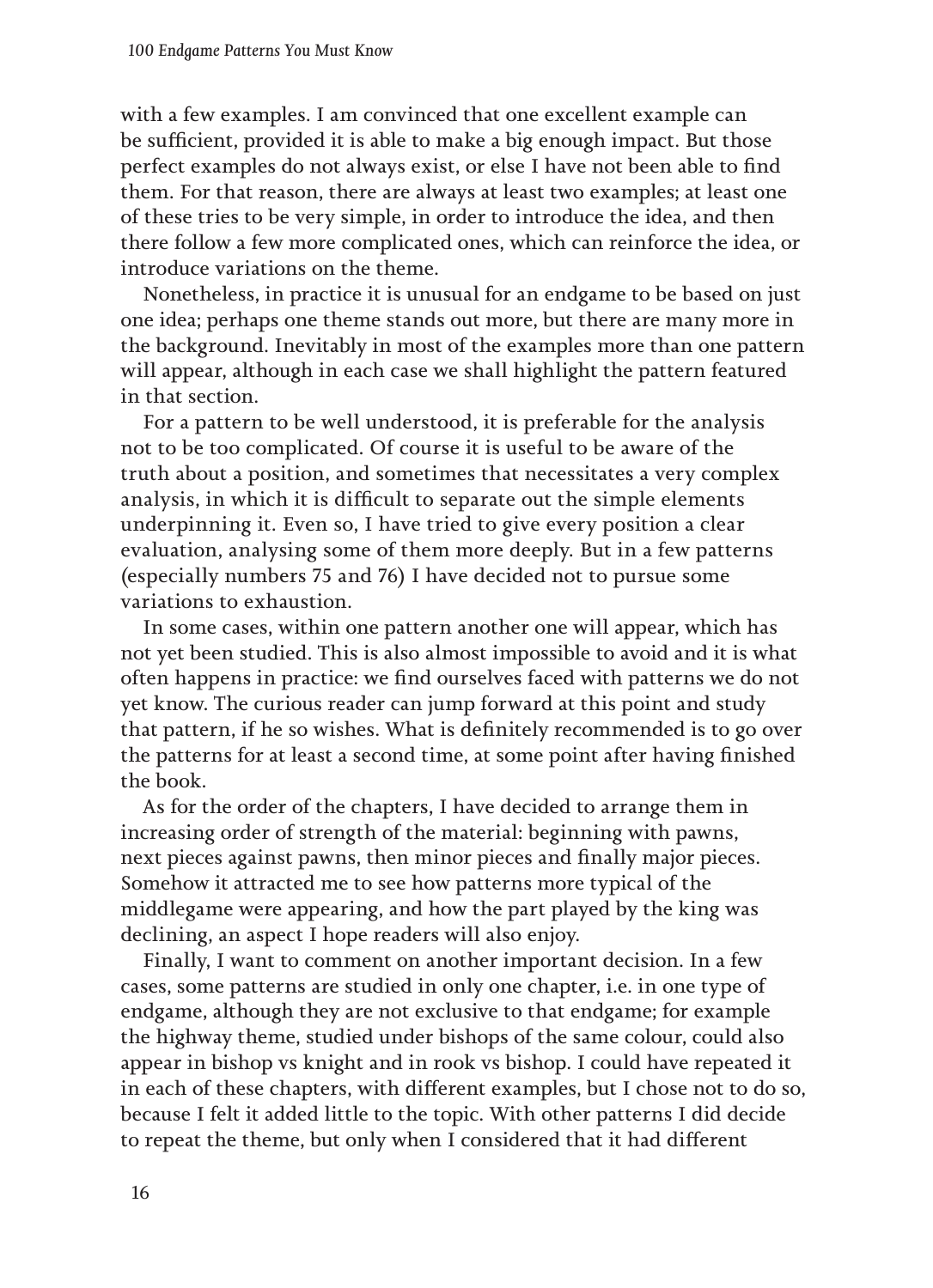with a few examples. I am convinced that one excellent example can be sufficient, provided it is able to make a big enough impact. But those perfect examples do not always exist, or else I have not been able to find them. For that reason, there are always at least two examples; at least one of these tries to be very simple, in order to introduce the idea, and then there follow a few more complicated ones, which can reinforce the idea, or introduce variations on the theme.

Nonetheless, in practice it is unusual for an endgame to be based on just one idea; perhaps one theme stands out more, but there are many more in the background. Inevitably in most of the examples more than one pattern will appear, although in each case we shall highlight the pattern featured in that section.

For a pattern to be well understood, it is preferable for the analysis not to be too complicated. Of course it is useful to be aware of the truth about a position, and sometimes that necessitates a very complex analysis, in which it is difficult to separate out the simple elements underpinning it. Even so, I have tried to give every position a clear evaluation, analysing some of them more deeply. But in a few patterns (especially numbers 75 and 76) I have decided not to pursue some variations to exhaustion.

In some cases, within one pattern another one will appear, which has not yet been studied. This is also almost impossible to avoid and it is what often happens in practice: we find ourselves faced with patterns we do not yet know. The curious reader can jump forward at this point and study that pattern, if he so wishes. What is definitely recommended is to go over the patterns for at least a second time, at some point after having finished the book.

As for the order of the chapters, I have decided to arrange them in increasing order of strength of the material: beginning with pawns, next pieces against pawns, then minor pieces and finally major pieces. Somehow it attracted me to see how patterns more typical of the middlegame were appearing, and how the part played by the king was declining, an aspect I hope readers will also enjoy.

Finally, I want to comment on another important decision. In a few cases, some patterns are studied in only one chapter, i.e. in one type of endgame, although they are not exclusive to that endgame; for example the highway theme, studied under bishops of the same colour, could also appear in bishop vs knight and in rook vs bishop. I could have repeated it in each of these chapters, with different examples, but I chose not to do so, because I felt it added little to the topic. With other patterns I did decide to repeat the theme, but only when I considered that it had different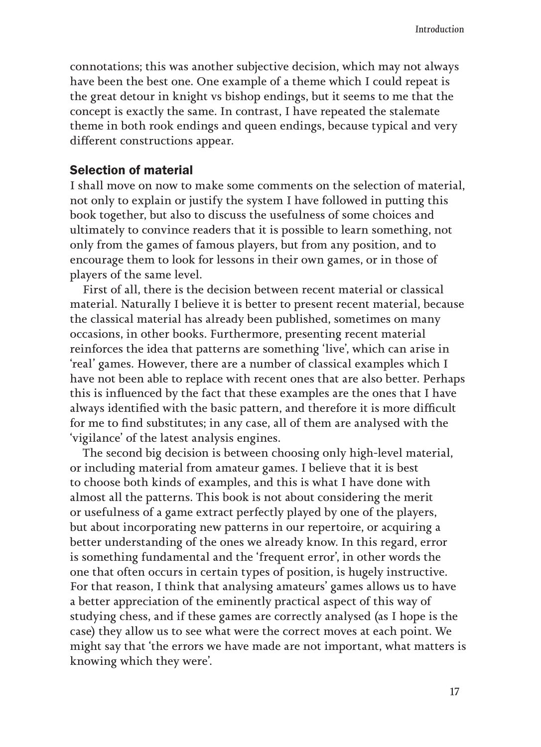connotations; this was another subjective decision, which may not always have been the best one. One example of a theme which I could repeat is the great detour in knight vs bishop endings, but it seems to me that the concept is exactly the same. In contrast, I have repeated the stalemate theme in both rook endings and queen endings, because typical and very different constructions appear.

## Selection of material

I shall move on now to make some comments on the selection of material, not only to explain or justify the system I have followed in putting this book together, but also to discuss the usefulness of some choices and ultimately to convince readers that it is possible to learn something, not only from the games of famous players, but from any position, and to encourage them to look for lessons in their own games, or in those of players of the same level.

First of all, there is the decision between recent material or classical material. Naturally I believe it is better to present recent material, because the classical material has already been published, sometimes on many occasions, in other books. Furthermore, presenting recent material reinforces the idea that patterns are something 'live', which can arise in 'real' games. However, there are a number of classical examples which I have not been able to replace with recent ones that are also better. Perhaps this is influenced by the fact that these examples are the ones that I have always identified with the basic pattern, and therefore it is more difficult for me to find substitutes; in any case, all of them are analysed with the 'vigilance' of the latest analysis engines.

The second big decision is between choosing only high-level material, or including material from amateur games. I believe that it is best to choose both kinds of examples, and this is what I have done with almost all the patterns. This book is not about considering the merit or usefulness of a game extract perfectly played by one of the players, but about incorporating new patterns in our repertoire, or acquiring a better understanding of the ones we already know. In this regard, error is something fundamental and the 'frequent error', in other words the one that often occurs in certain types of position, is hugely instructive. For that reason, I think that analysing amateurs' games allows us to have a better appreciation of the eminently practical aspect of this way of studying chess, and if these games are correctly analysed (as I hope is the case) they allow us to see what were the correct moves at each point. We might say that 'the errors we have made are not important, what matters is knowing which they were'.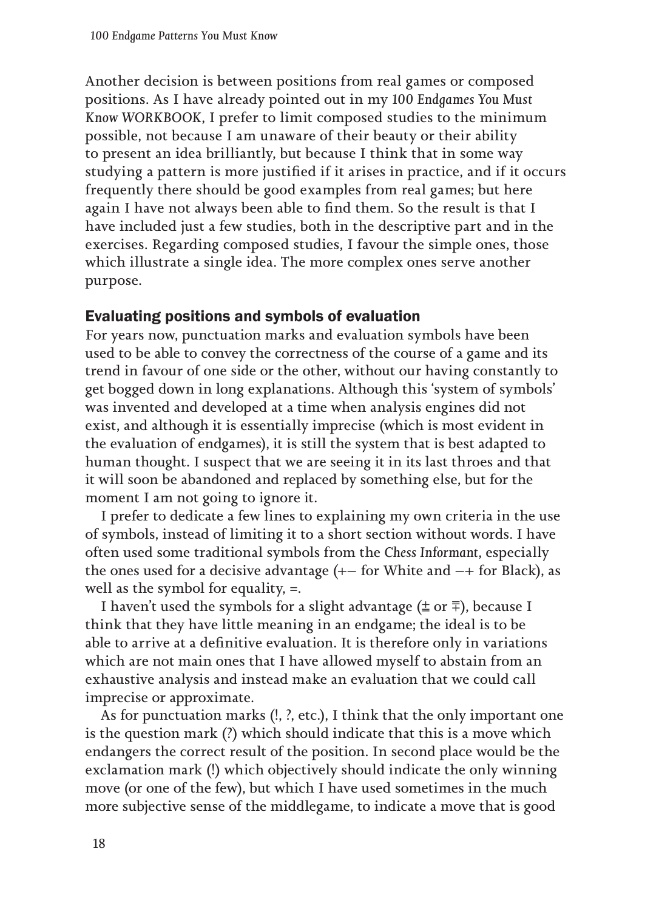Another decision is between positions from real games or composed positions. As I have already pointed out in my *100 Endgames You Must Know WORKBOOK*, I prefer to limit composed studies to the minimum possible, not because I am unaware of their beauty or their ability to present an idea brilliantly, but because I think that in some way studying a pattern is more justified if it arises in practice, and if it occurs frequently there should be good examples from real games; but here again I have not always been able to find them. So the result is that I have included just a few studies, both in the descriptive part and in the exercises. Regarding composed studies, I favour the simple ones, those which illustrate a single idea. The more complex ones serve another purpose.

## Evaluating positions and symbols of evaluation

For years now, punctuation marks and evaluation symbols have been used to be able to convey the correctness of the course of a game and its trend in favour of one side or the other, without our having constantly to get bogged down in long explanations. Although this 'system of symbols' was invented and developed at a time when analysis engines did not exist, and although it is essentially imprecise (which is most evident in the evaluation of endgames), it is still the system that is best adapted to human thought. I suspect that we are seeing it in its last throes and that it will soon be abandoned and replaced by something else, but for the moment I am not going to ignore it.

I prefer to dedicate a few lines to explaining my own criteria in the use of symbols, instead of limiting it to a short section without words. I have often used some traditional symbols from the *Chess Informant*, especially the ones used for a decisive advantage (+– for White and –+ for Black), as well as the symbol for equality, =.

I haven't used the symbols for a slight advantage (⩲ or ⩱), because I think that they have little meaning in an endgame; the ideal is to be able to arrive at a definitive evaluation. It is therefore only in variations which are not main ones that I have allowed myself to abstain from an exhaustive analysis and instead make an evaluation that we could call imprecise or approximate.

As for punctuation marks (!, ?, etc.), I think that the only important one is the question mark (?) which should indicate that this is a move which endangers the correct result of the position. In second place would be the exclamation mark (!) which objectively should indicate the only winning move (or one of the few), but which I have used sometimes in the much more subjective sense of the middlegame, to indicate a move that is good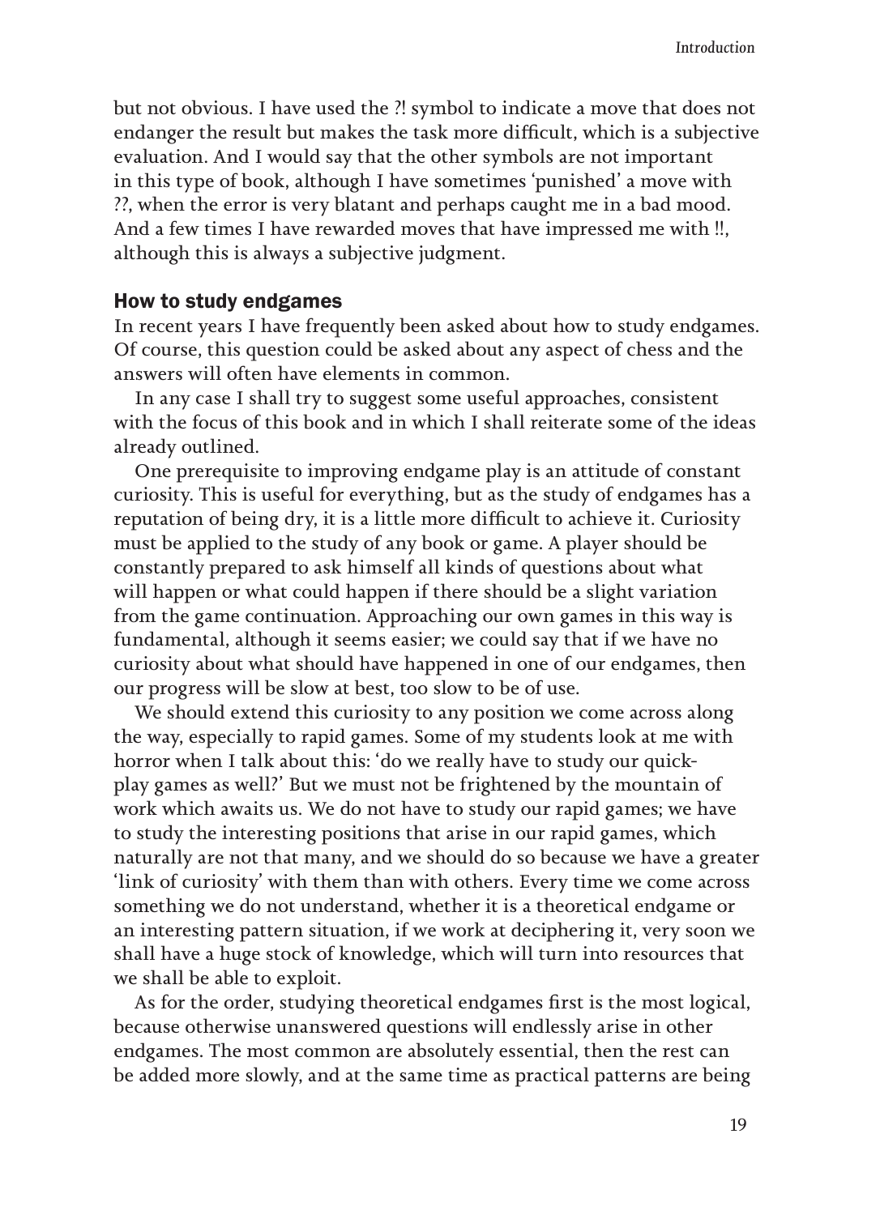but not obvious. I have used the ?! symbol to indicate a move that does not endanger the result but makes the task more difficult, which is a subjective evaluation. And I would say that the other symbols are not important in this type of book, although I have sometimes 'punished' a move with ??, when the error is very blatant and perhaps caught me in a bad mood. And a few times I have rewarded moves that have impressed me with !!, although this is always a subjective judgment.

## How to study endgames

In recent years I have frequently been asked about how to study endgames. Of course, this question could be asked about any aspect of chess and the answers will often have elements in common.

In any case I shall try to suggest some useful approaches, consistent with the focus of this book and in which I shall reiterate some of the ideas already outlined.

One prerequisite to improving endgame play is an attitude of constant curiosity. This is useful for everything, but as the study of endgames has a reputation of being dry, it is a little more difficult to achieve it. Curiosity must be applied to the study of any book or game. A player should be constantly prepared to ask himself all kinds of questions about what will happen or what could happen if there should be a slight variation from the game continuation. Approaching our own games in this way is fundamental, although it seems easier; we could say that if we have no curiosity about what should have happened in one of our endgames, then our progress will be slow at best, too slow to be of use.

We should extend this curiosity to any position we come across along the way, especially to rapid games. Some of my students look at me with horror when I talk about this: 'do we really have to study our quick-play games as well?' But we must not be frightened by the mountain of work which awaits us. We do not have to study our rapid games; we have to study the interesting positions that arise in our rapid games, which naturally are not that many, and we should do so because we have a greater 'link of curiosity' with them than with others. Every time we come across something we do not understand, whether it is a theoretical endgame or an interesting pattern situation, if we work at deciphering it, very soon we shall have a huge stock of knowledge, which will turn into resources that we shall be able to exploit.

As for the order, studying theoretical endgames first is the most logical, because otherwise unanswered questions will endlessly arise in other endgames. The most common are absolutely essential, then the rest can be added more slowly, and at the same time as practical patterns are being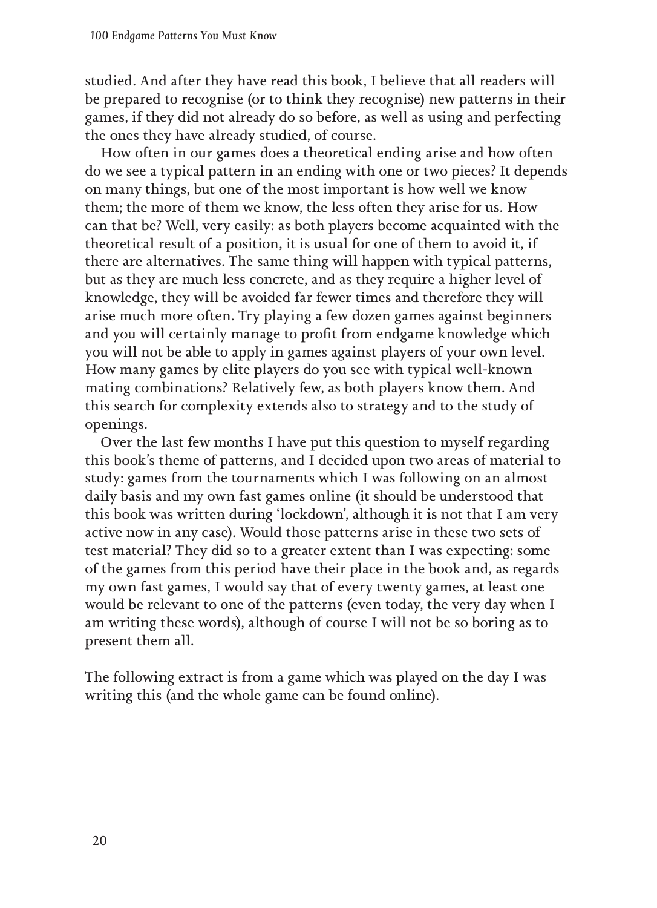studied. And after they have read this book, I believe that all readers will be prepared to recognise (or to think they recognise) new patterns in their games, if they did not already do so before, as well as using and perfecting the ones they have already studied, of course.

How often in our games does a theoretical ending arise and how often do we see a typical pattern in an ending with one or two pieces? It depends on many things, but one of the most important is how well we know them; the more of them we know, the less often they arise for us. How can that be? Well, very easily: as both players become acquainted with the theoretical result of a position, it is usual for one of them to avoid it, if there are alternatives. The same thing will happen with typical patterns, but as they are much less concrete, and as they require a higher level of knowledge, they will be avoided far fewer times and therefore they will arise much more often. Try playing a few dozen games against beginners and you will certainly manage to profit from endgame knowledge which you will not be able to apply in games against players of your own level. How many games by elite players do you see with typical well-known mating combinations? Relatively few, as both players know them. And this search for complexity extends also to strategy and to the study of openings.

Over the last few months I have put this question to myself regarding this book's theme of patterns, and I decided upon two areas of material to study: games from the tournaments which I was following on an almost daily basis and my own fast games online (it should be understood that this book was written during 'lockdown', although it is not that I am very active now in any case). Would those patterns arise in these two sets of test material? They did so to a greater extent than I was expecting: some of the games from this period have their place in the book and, as regards my own fast games, I would say that of every twenty games, at least one would be relevant to one of the patterns (even today, the very day when I am writing these words), although of course I will not be so boring as to present them all.

The following extract is from a game which was played on the day I was writing this (and the whole game can be found online).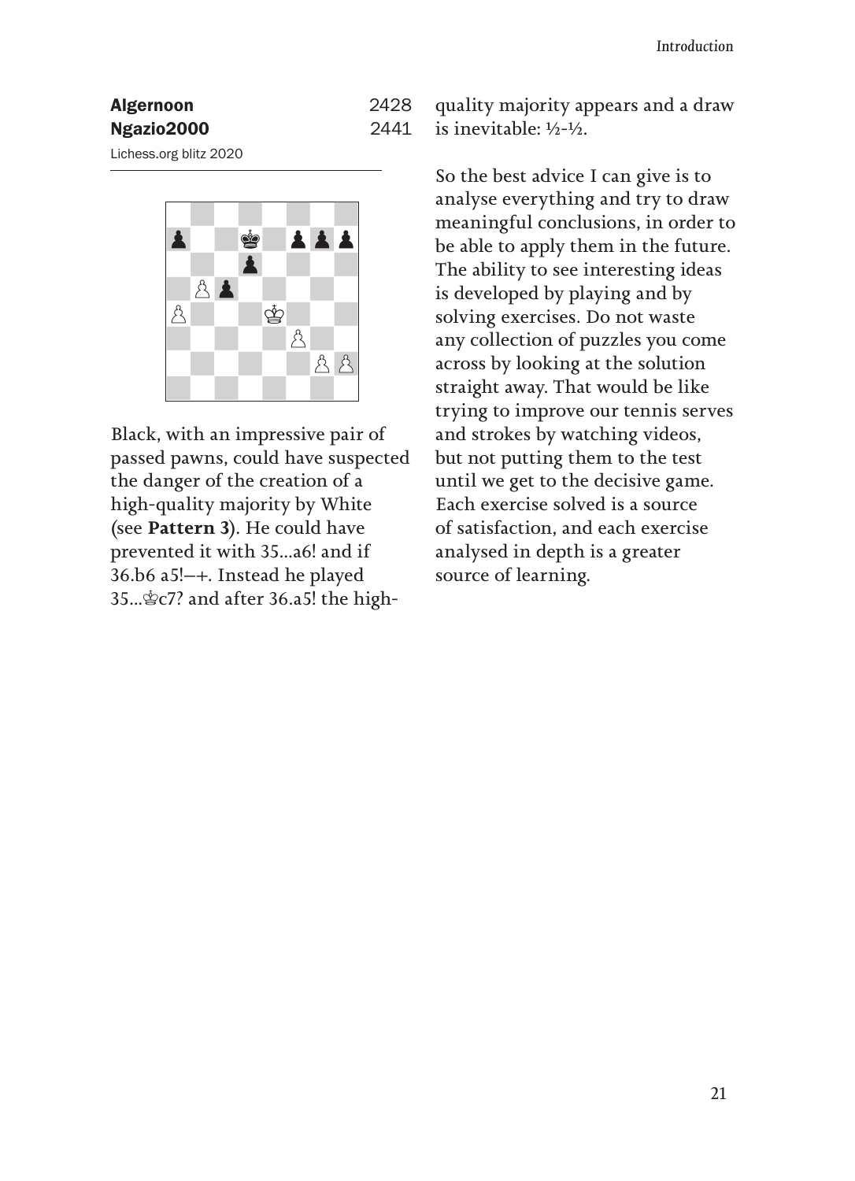**Algernoon** 2428
**Ngazio2000** 2441
Lichess.org blitz 2020

Black, with an impressive pair of passed pawns, could have suspected the danger of the creation of a high-quality majority by White (see **Pattern 3**). He could have prevented it with 35...a6! and if 36.b6 a5!–+. Instead he played 35...♔c7? and after 36.a5! the high-quality majority appears and a draw is inevitable: ½-½.

So the best advice I can give is to analyse everything and try to draw meaningful conclusions, in order to be able to apply them in the future. The ability to see interesting ideas is developed by playing and by solving exercises. Do not waste any collection of puzzles you come across by looking at the solution straight away. That would be like trying to improve our tennis serves and strokes by watching videos, but not putting them to the test until we get to the decisive game. Each exercise solved is a source of satisfaction, and each exercise analysed in depth is a greater source of learning.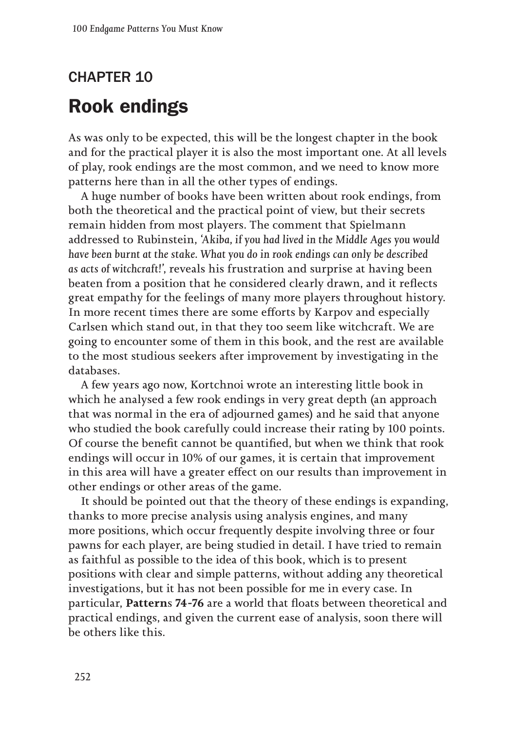# CHAPTER 10

# Rook endings

As was only to be expected, this will be the longest chapter in the book and for the practical player it is also the most important one. At all levels of play, rook endings are the most common, and we need to know more patterns here than in all the other types of endings.

A huge number of books have been written about rook endings, from both the theoretical and the practical point of view, but their secrets remain hidden from most players. The comment that Spielmann addressed to Rubinstein, *'Akiba, if you had lived in the Middle Ages you would have been burnt at the stake. What you do in rook endings can only be described as acts of witchcraft!'*, reveals his frustration and surprise at having been beaten from a position that he considered clearly drawn, and it reflects great empathy for the feelings of many more players throughout history. In more recent times there are some efforts by Karpov and especially Carlsen which stand out, in that they too seem like witchcraft. We are going to encounter some of them in this book, and the rest are available to the most studious seekers after improvement by investigating in the databases.

A few years ago now, Kortchnoi wrote an interesting little book in which he analysed a few rook endings in very great depth (an approach that was normal in the era of adjourned games) and he said that anyone who studied the book carefully could increase their rating by 100 points. Of course the benefit cannot be quantified, but when we think that rook endings will occur in 10% of our games, it is certain that improvement in this area will have a greater effect on our results than improvement in other endings or other areas of the game.

It should be pointed out that the theory of these endings is expanding, thanks to more precise analysis using analysis engines, and many more positions, which occur frequently despite involving three or four pawns for each player, are being studied in detail. I have tried to remain as faithful as possible to the idea of this book, which is to present positions with clear and simple patterns, without adding any theoretical investigations, but it has not been possible for me in every case. In particular, **Pattern**s **74-76** are a world that floats between theoretical and practical endings, and given the current ease of analysis, soon there will be others like this.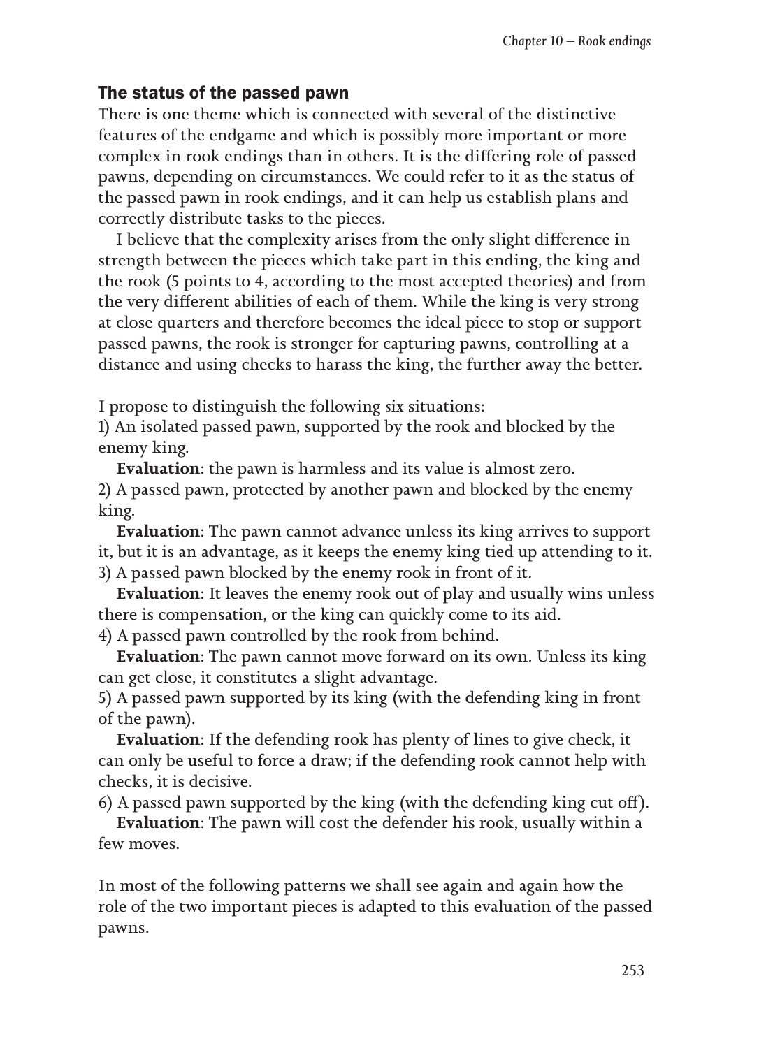## The status of the passed pawn

There is one theme which is connected with several of the distinctive features of the endgame and which is possibly more important or more complex in rook endings than in others. It is the differing role of passed pawns, depending on circumstances. We could refer to it as the status of the passed pawn in rook endings, and it can help us establish plans and correctly distribute tasks to the pieces.

I believe that the complexity arises from the only slight difference in strength between the pieces which take part in this ending, the king and the rook (5 points to 4, according to the most accepted theories) and from the very different abilities of each of them. While the king is very strong at close quarters and therefore becomes the ideal piece to stop or support passed pawns, the rook is stronger for capturing pawns, controlling at a distance and using checks to harass the king, the further away the better.

I propose to distinguish the following *six* situations:

1) An isolated passed pawn, supported by the rook and blocked by the enemy king.

**Evaluation**: the pawn is harmless and its value is almost zero.

2) A passed pawn, protected by another pawn and blocked by the enemy king.

**Evaluation**: The pawn cannot advance unless its king arrives to support it, but it is an advantage, as it keeps the enemy king tied up attending to it.

3) A passed pawn blocked by the enemy rook in front of it.

**Evaluation**: It leaves the enemy rook out of play and usually wins unless there is compensation, or the king can quickly come to its aid.

4) A passed pawn controlled by the rook from behind.

**Evaluation**: The pawn cannot move forward on its own. Unless its king can get close, it constitutes a slight advantage.

5) A passed pawn supported by its king (with the defending king in front of the pawn).

**Evaluation**: If the defending rook has plenty of lines to give check, it can only be useful to force a draw; if the defending rook cannot help with checks, it is decisive.

6) A passed pawn supported by the king (with the defending king cut off).

**Evaluation**: The pawn will cost the defender his rook, usually within a few moves.

In most of the following patterns we shall see again and again how the role of the two important pieces is adapted to this evaluation of the passed pawns.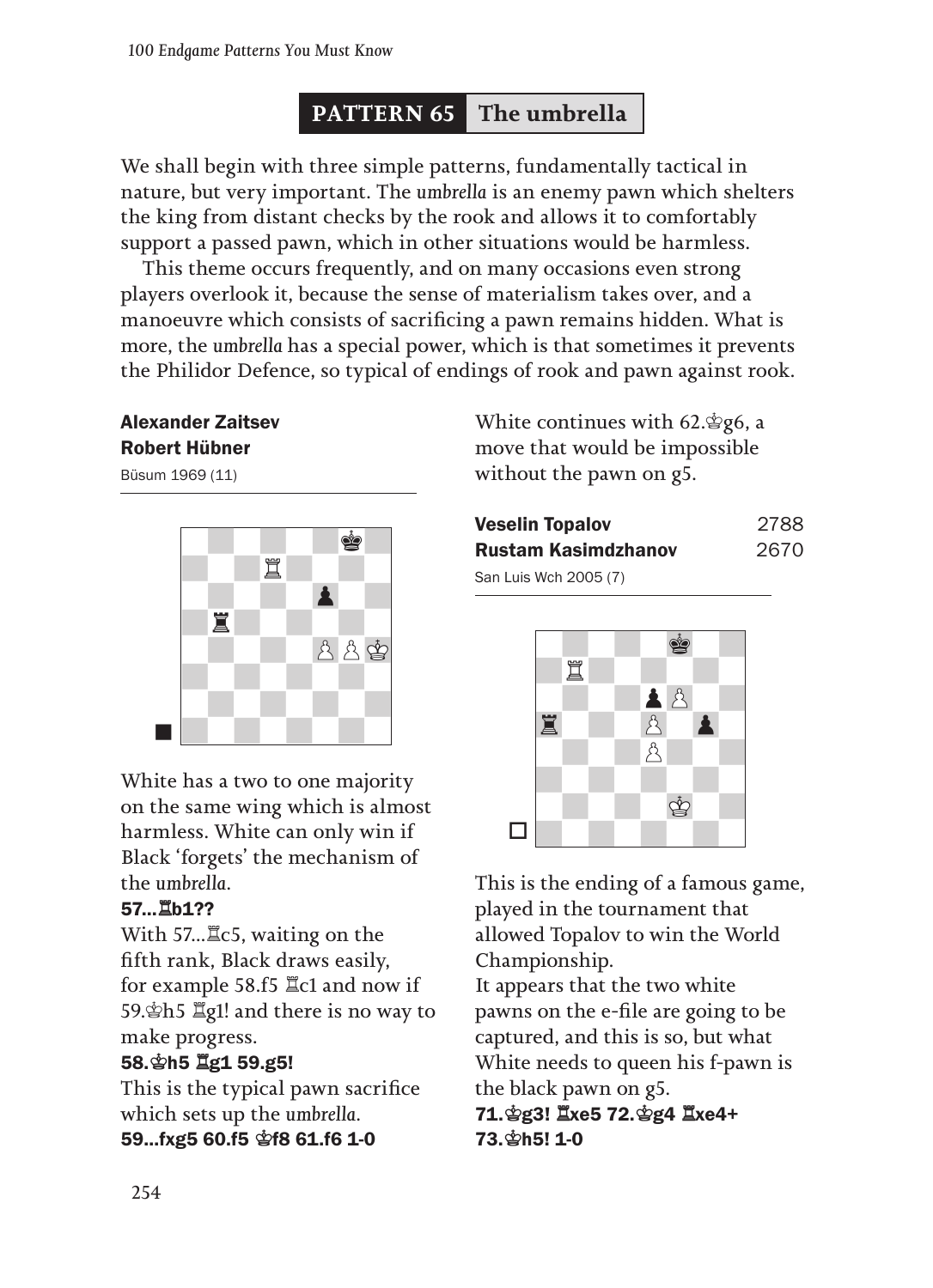## PATTERN 65 The umbrella

We shall begin with three simple patterns, fundamentally tactical in nature, but very important. The *umbrella* is an enemy pawn which shelters the king from distant checks by the rook and allows it to comfortably support a passed pawn, which in other situations would be harmless.

This theme occurs frequently, and on many occasions even strong players overlook it, because the sense of materialism takes over, and a manoeuvre which consists of sacrificing a pawn remains hidden. What is more, the *umbrella* has a special power, which is that sometimes it prevents the Philidor Defence, so typical of endings of rook and pawn against rook.

**Alexander Zaitsev**
**Robert Hübner**
Büsum 1969 (11)

White has a two to one majority on the same wing which is almost harmless. White can only win if Black 'forgets' the mechanism of the *umbrella*.

**57...♖b1??**

With 57...♖c5, waiting on the fifth rank, Black draws easily, for example 58.f5 ♖c1 and now if 59.♔h5 ♖g1! and there is no way to make progress.

**58.♔h5 ♖g1 59.g5!**

This is the typical pawn sacrifice which sets up the *umbrella*.

**59...fxg5 60.f5 ♔f8 61.f6 1-0**

White continues with 62.♔g6, a move that would be impossible without the pawn on g5.

**Veselin Topalov** 2788
**Rustam Kasimdzhanov** 2670
San Luis Wch 2005 (7)

This is the ending of a famous game, played in the tournament that allowed Topalov to win the World Championship.

It appears that the two white pawns on the e-file are going to be captured, and this is so, but what White needs to queen his f-pawn is the black pawn on g5.

**71.♔g3! ♖xe5 72.♔g4 ♖xe4+ 73.♔h5! 1-0**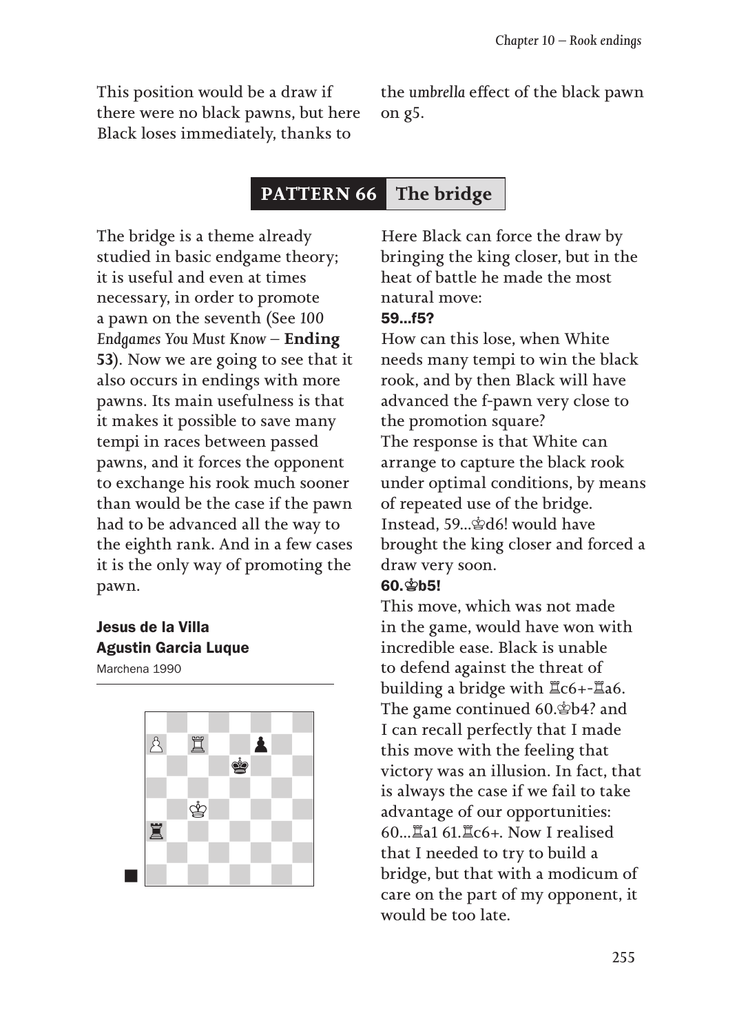This position would be a draw if there were no black pawns, but here Black loses immediately, thanks to the *umbrella* effect of the black pawn on g5.

## PATTERN 66 The bridge

The bridge is a theme already studied in basic endgame theory; it is useful and even at times necessary, in order to promote a pawn on the seventh (See *100 Endgames You Must Know* – **Ending 53**). Now we are going to see that it also occurs in endings with more pawns. Its main usefulness is that it makes it possible to save many tempi in races between passed pawns, and it forces the opponent to exchange his rook much sooner than would be the case if the pawn had to be advanced all the way to the eighth rank. And in a few cases it is the only way of promoting the pawn.

**Jesus de la Villa**
**Agustin Garcia Luque**
Marchena 1990

Here Black can force the draw by bringing the king closer, but in the heat of battle he made the most natural move:

**59...f5?**

How can this lose, when White needs many tempi to win the black rook, and by then Black will have advanced the f-pawn very close to the promotion square?
The response is that White can arrange to capture the black rook under optimal conditions, by means of repeated use of the bridge.
Instead, 59...♔d6! would have brought the king closer and forced a draw very soon.

**60.♔b5!**

This move, which was not made in the game, would have won with incredible ease. Black is unable to defend against the threat of building a bridge with ♖c6+-♖a6.
The game continued 60.♔b4? and I can recall perfectly that I made this move with the feeling that victory was an illusion. In fact, that is always the case if we fail to take advantage of our opportunities:
60...♖a1 61.♖c6+. Now I realised that I needed to try to build a bridge, but that with a modicum of care on the part of my opponent, it would be too late.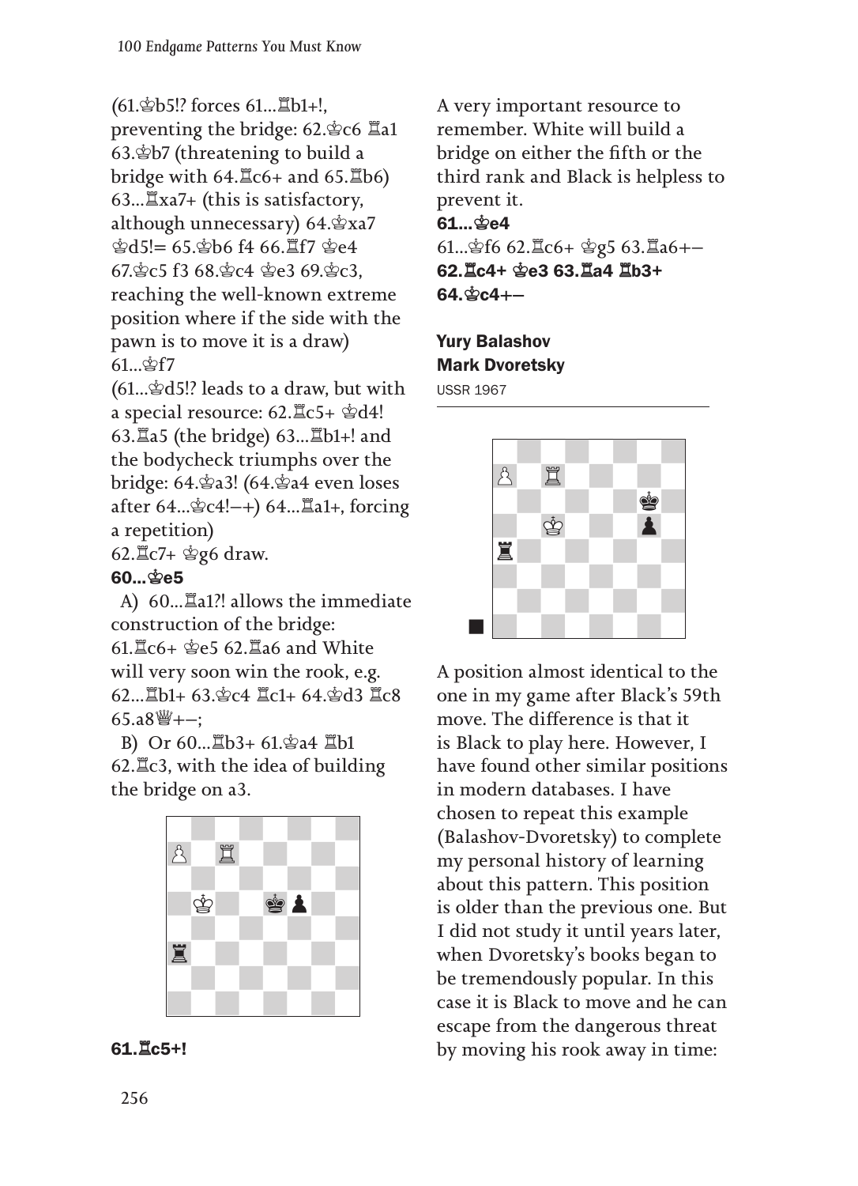(61.♔b5!? forces 61...♖b1+!, preventing the bridge: 62.♔c6 ♖a1 63.♔b7 (threatening to build a bridge with 64.♖c6+ and 65.♖b6) 63...♖xa7+ (this is satisfactory, although unnecessary) 64.♔xa7 ♔d5!= 65.♔b6 f4 66.♖f7 ♔e4 67.♔c5 f3 68.♔c4 ♔e3 69.♔c3, reaching the well-known extreme position where if the side with the pawn is to move it is a draw) 61...♔f7

(61...♔d5!? leads to a draw, but with a special resource: 62.♖c5+ ♔d4! 63.♖a5 (the bridge) 63...♖b1+! and the bodycheck triumphs over the bridge: 64.♔a3! (64.♔a4 even loses after 64...♔c4!–+) 64...♖a1+, forcing a repetition)

62.♖c7+ ♔g6 draw.

**60...♔e5**

A) 60...♖a1?! allows the immediate construction of the bridge: 61.♖c6+ ♔e5 62.♖a6 and White will very soon win the rook, e.g. 62...♖b1+ 63.♔c4 ♖c1+ 64.♔d3 ♖c8 65.a8♕+–;

B) Or 60...♖b3+ 61.♔a4 ♖b1 62.♖c3, with the idea of building the bridge on a3.

**61.♖c5+!**

A very important resource to remember. White will build a bridge on either the fifth or the third rank and Black is helpless to prevent it.

**61...♔e4**

61...♔f6 62.♖c6+ ♔g5 63.♖a6+–

**62.♖c4+ ♔e3 63.♖a4 ♖b3+ 64.♔c4+–**

**Yury Balashov**
**Mark Dvoretsky**
USSR 1967

A position almost identical to the one in my game after Black's 59th move. The difference is that it is Black to play here. However, I have found other similar positions in modern databases. I have chosen to repeat this example (Balashov-Dvoretsky) to complete my personal history of learning about this pattern. This position is older than the previous one. But I did not study it until years later, when Dvoretsky's books began to be tremendously popular. In this case it is Black to move and he can escape from the dangerous threat by moving his rook away in time: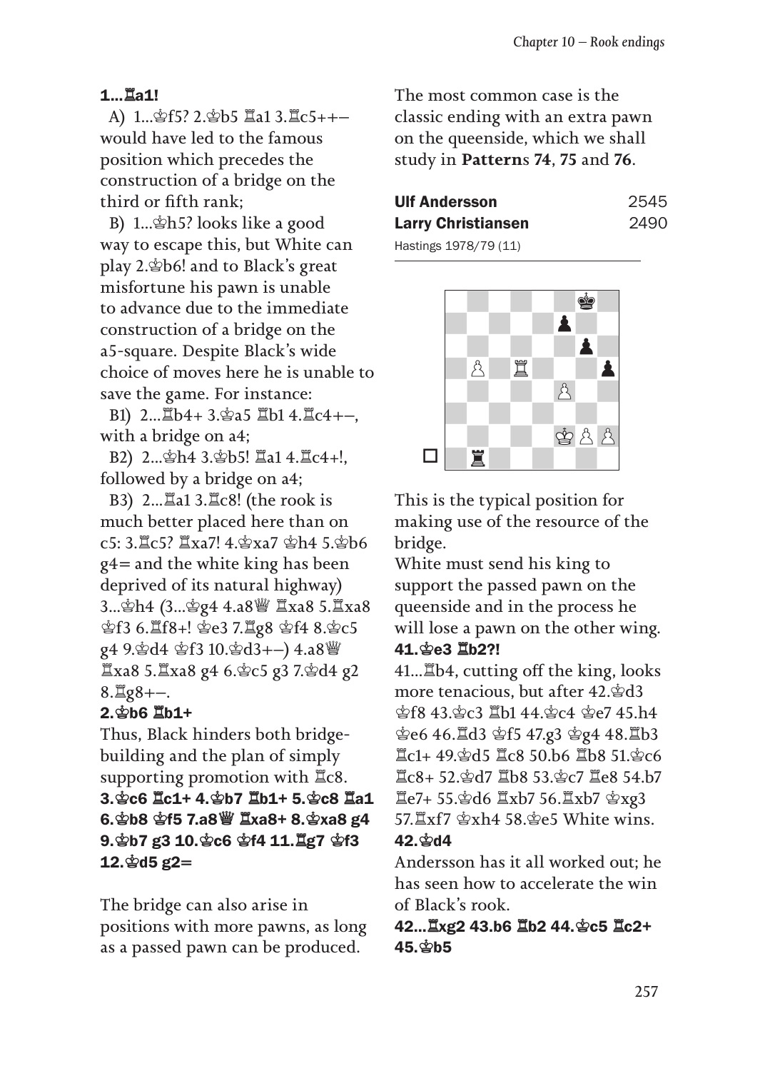**1...♖a1!**

A) 1...♔f5? 2.♔b5 ♖a1 3.♖c5++– would have led to the famous position which precedes the construction of a bridge on the third or fifth rank;

B) 1...♔h5? looks like a good way to escape this, but White can play 2.♔b6! and to Black's great misfortune his pawn is unable to advance due to the immediate construction of a bridge on the a5-square. Despite Black's wide choice of moves here he is unable to save the game. For instance:

B1) 2...♖b4+ 3.♔a5 ♖b1 4.♖c4+–, with a bridge on a4;

B2) 2...♔h4 3.♔b5! ♖a1 4.♖c4+!, followed by a bridge on a4;

B3) 2...♖a1 3.♖c8! (the rook is much better placed here than on c5: 3.♖c5? ♖xa7! 4.♔xa7 ♔h4 5.♔b6 g4= and the white king has been deprived of its natural highway) 3...♔h4 (3...♔g4 4.a8♕ ♖xa8 5.♖xa8 ♔f3 6.♖f8+! ♔e3 7.♖g8 ♔f4 8.♔c5 g4 9.♔d4 ♔f3 10.♔d3+–) 4.a8♕ ♖xa8 5.♖xa8 g4 6.♔c5 g3 7.♔d4 g2 8.♖g8+–.

**2.♔b6 ♖b1+**

Thus, Black hinders both bridge-building and the plan of simply supporting promotion with ♖c8.

**3.♔c6 ♖c1+ 4.♔b7 ♖b1+ 5.♔c8 ♖a1 6.♔b8 ♔f5 7.a8♕ ♖xa8+ 8.♔xa8 g4 9.♔b7 g3 10.♔c6 ♔f4 11.♖g7 ♔f3 12.♔d5 g2=**

The bridge can also arise in positions with more pawns, as long as a passed pawn can be produced.

The most common case is the classic ending with an extra pawn on the queenside, which we shall study in **Pattern**s **74**, **75** and **76**.

**Ulf Andersson** 2545
**Larry Christiansen** 2490
Hastings 1978/79 (11)

This is the typical position for making use of the resource of the bridge.

White must send his king to support the passed pawn on the queenside and in the process he will lose a pawn on the other wing.

**41.♔e3 ♖b2?!**

41...♖b4, cutting off the king, looks more tenacious, but after 42.♔d3 ♔f8 43.♔c3 ♖b1 44.♔c4 ♔e7 45.h4 ♔e6 46.♖d3 ♔f5 47.g3 ♔g4 48.♖b3 ♖c1+ 49.♔d5 ♖c8 50.b6 ♖b8 51.♔c6 ♖c8+ 52.♔d7 ♖b8 53.♔c7 ♖e8 54.b7 ♖e7+ 55.♔d6 ♖xb7 56.♖xb7 ♔xg3 57.♖xf7 ♔xh4 58.♔e5 White wins.

**42.♔d4**

Andersson has it all worked out; he has seen how to accelerate the win of Black's rook.

**42...♖xg2 43.b6 ♖b2 44.♔c5 ♖c2+ 45.♔b5**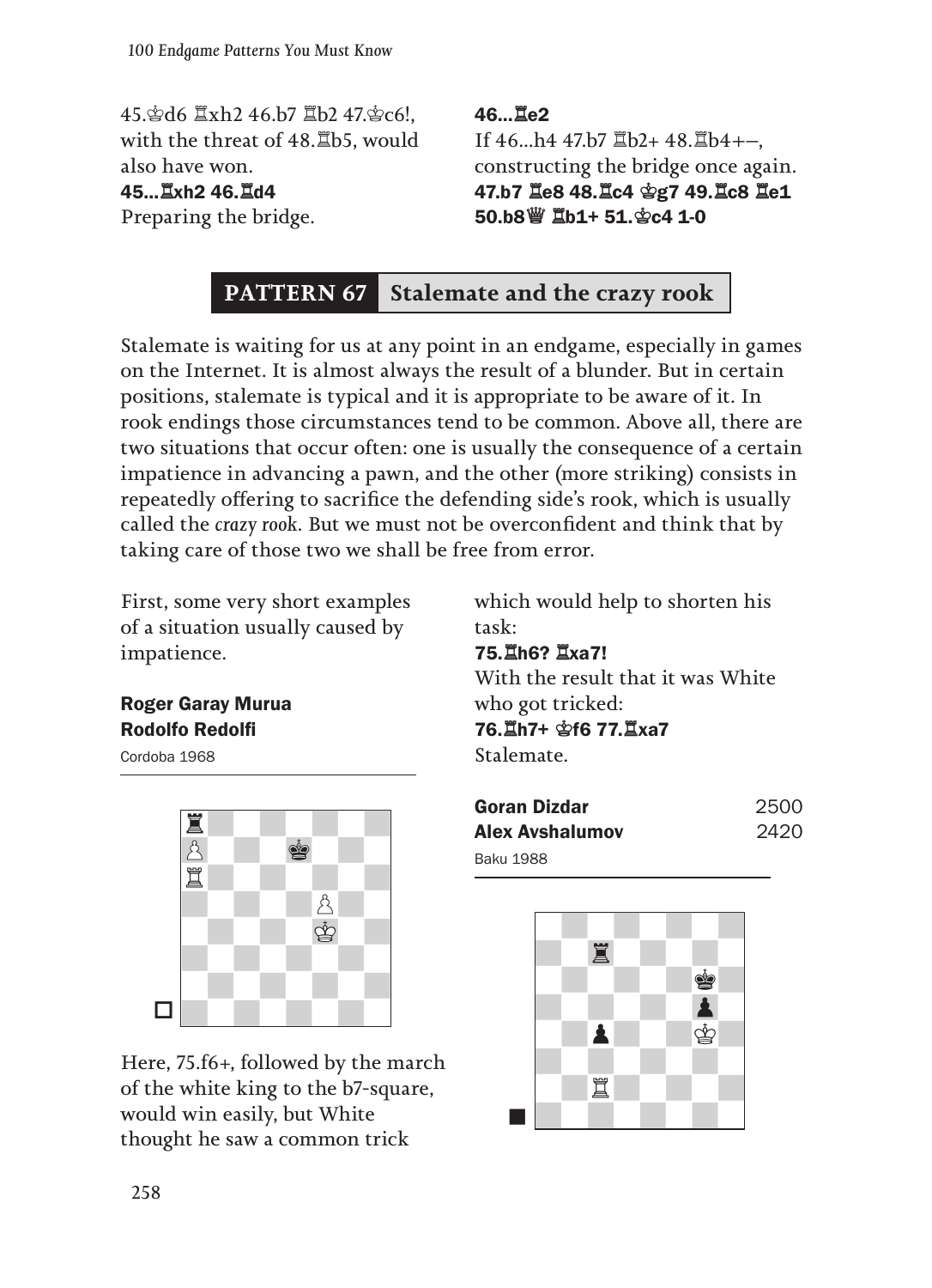45.♔d6 ♖xh2 46.b7 ♖b2 47.♔c6!, with the threat of 48.♖b5, would also have won.

**45...♖xh2 46.♖d4**

Preparing the bridge.

**46...♖e2**

If 46...h4 47.b7 ♖b2+ 48.♖b4+–, constructing the bridge once again.

**47.b7 ♖e8 48.♖c4 ♔g7 49.♖c8 ♖e1 50.b8♕ ♖b1+ 51.♔c4 1-0**

## PATTERN 67 Stalemate and the crazy rook

Stalemate is waiting for us at any point in an endgame, especially in games on the Internet. It is almost always the result of a blunder. But in certain positions, stalemate is typical and it is appropriate to be aware of it. In rook endings those circumstances tend to be common. Above all, there are two situations that occur often: one is usually the consequence of a certain impatience in advancing a pawn, and the other (more striking) consists in repeatedly offering to sacrifice the defending side's rook, which is usually called the *crazy rook*. But we must not be overconfident and think that by taking care of those two we shall be free from error.

First, some very short examples of a situation usually caused by impatience.

**Roger Garay Murua**
**Rodolfo Redolfi**
Cordoba 1968

Here, 75.f6+, followed by the march of the white king to the b7-square, would win easily, but White thought he saw a common trick which would help to shorten his task:

**75.♖h6? ♖xa7!**

With the result that it was White who got tricked:

**76.♖h7+ ♔f6 77.♖xa7**

Stalemate.

**Goran Dizdar** 2500
**Alex Avshalumov** 2420
Baku 1988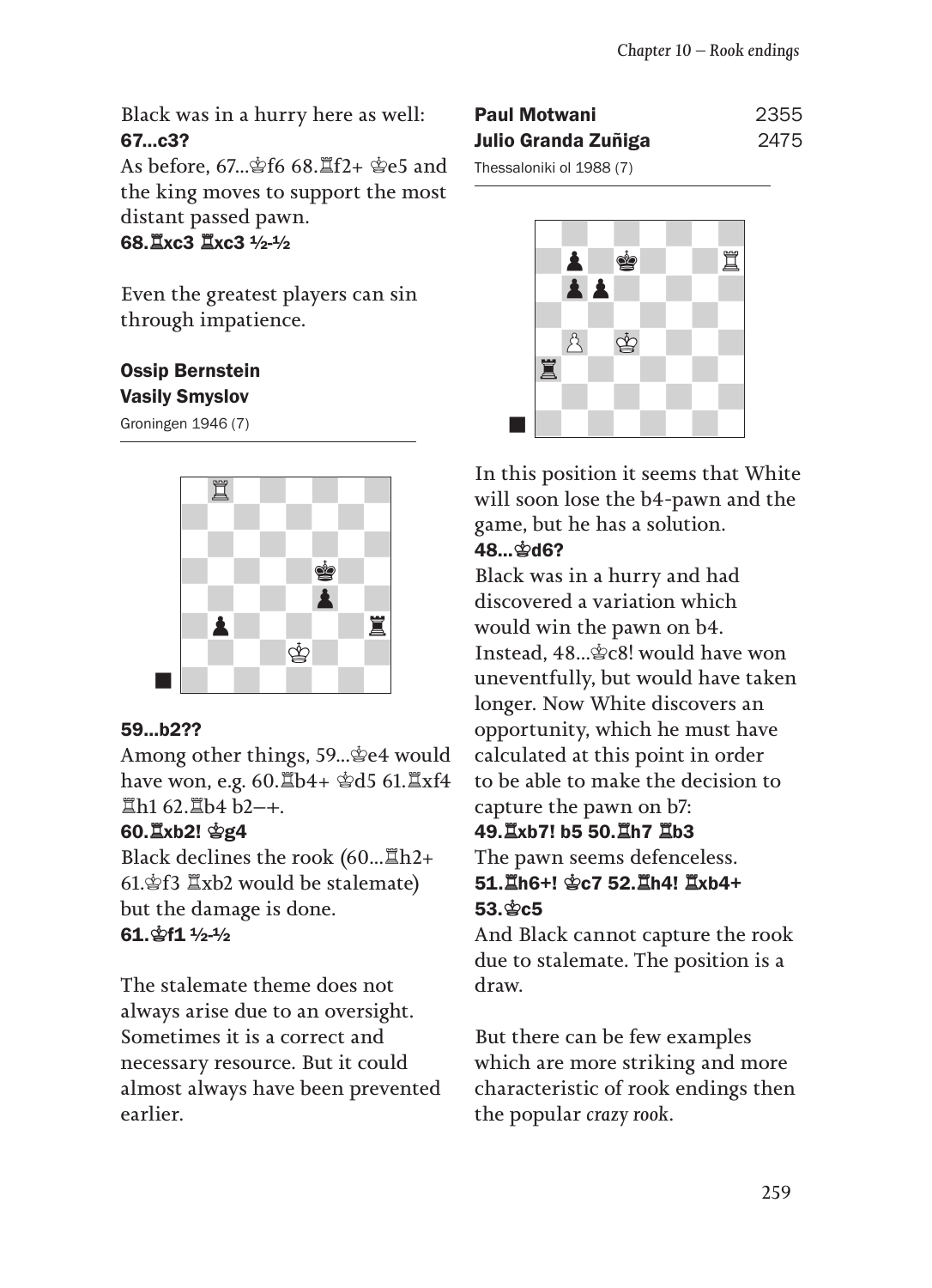Black was in a hurry here as well:

**67...c3?**

As before, 67...♔f6 68.♖f2+ ♔e5 and the king moves to support the most distant passed pawn.

**68.♖xc3 ♖xc3 ½-½**

Even the greatest players can sin through impatience.

**Ossip Bernstein**
**Vasily Smyslov**
Groningen 1946 (7)

**59...b2??**

Among other things, 59...♔e4 would have won, e.g. 60.♖b4+ ♔d5 61.♖xf4 ♖h1 62.♖b4 b2–+.

**60.♖xb2! ♔g4**

Black declines the rook (60...♖h2+ 61.♔f3 ♖xb2 would be stalemate) but the damage is done.

**61.♔f1 ½-½**

The stalemate theme does not always arise due to an oversight. Sometimes it is a correct and necessary resource. But it could almost always have been prevented earlier.

**Paul Motwani** 2355
**Julio Granda Zuñiga** 2475
Thessaloniki ol 1988 (7)

In this position it seems that White will soon lose the b4-pawn and the game, but he has a solution.

**48...♔d6?**

Black was in a hurry and had discovered a variation which would win the pawn on b4. Instead, 48...♔c8! would have won uneventfully, but would have taken longer. Now White discovers an opportunity, which he must have calculated at this point in order to be able to make the decision to capture the pawn on b7:

**49.♖xb7! b5 50.♖h7 ♖b3**

The pawn seems defenceless.

**51.♖h6+! ♔c7 52.♖h4! ♖xb4+ 53.♔c5**

And Black cannot capture the rook due to stalemate. The position is a draw.

But there can be few examples which are more striking and more characteristic of rook endings then the popular *crazy rook*.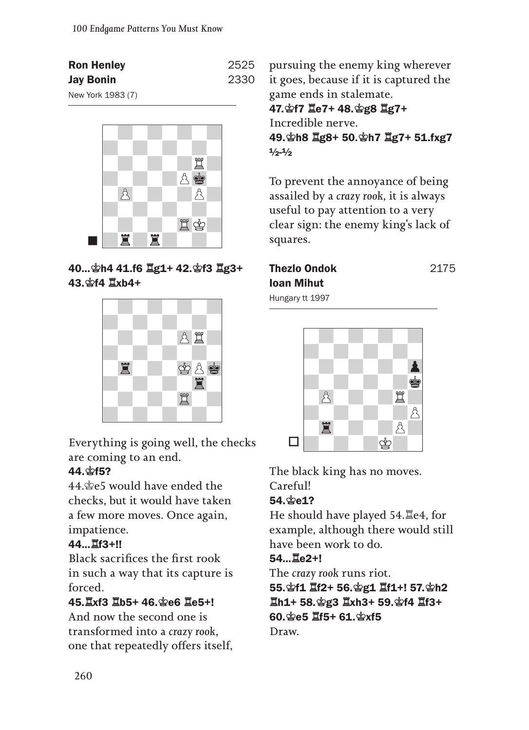**Ron Henley** 2525
**Jay Bonin** 2330
New York 1983 (7)

**40...♔h4 41.f6 ♖g1+ 42.♔f3 ♖g3+ 43.♔f4 ♖xb4+**

Everything is going well, the checks are coming to an end.

**44.♔f5?**

44.♔e5 would have ended the checks, but it would have taken a few more moves. Once again, impatience.

**44...♖f3+!!**

Black sacrifices the first rook in such a way that its capture is forced.

**45.♖xf3 ♖b5+ 46.♔e6 ♖e5+!**

And now the second one is transformed into a *crazy rook*, one that repeatedly offers itself, pursuing the enemy king wherever it goes, because if it is captured the game ends in stalemate.

**47.♔f7 ♖e7+ 48.♔g8 ♖g7+**

Incredible nerve.

**49.♔h8 ♖g8+ 50.♔h7 ♖g7+ 51.fxg7 ½-½**

To prevent the annoyance of being assailed by a *crazy rook*, it is always useful to pay attention to a very clear sign: the enemy king's lack of squares.

**Thezlo Ondok** 2175
**Ioan Mihut**
Hungary tt 1997

The black king has no moves. Careful!

**54.♔e1?**

He should have played 54.♖e4, for example, although there would still have been work to do.

**54...♖e2+!**

The *crazy rook* runs riot.

**55.♔f1 ♖f2+ 56.♔g1 ♖f1+! 57.♔h2 ♖h1+ 58.♔g3 ♖xh3+ 59.♔f4 ♖f3+ 60.♔e5 ♖f5+ 61.♔xf5**

Draw.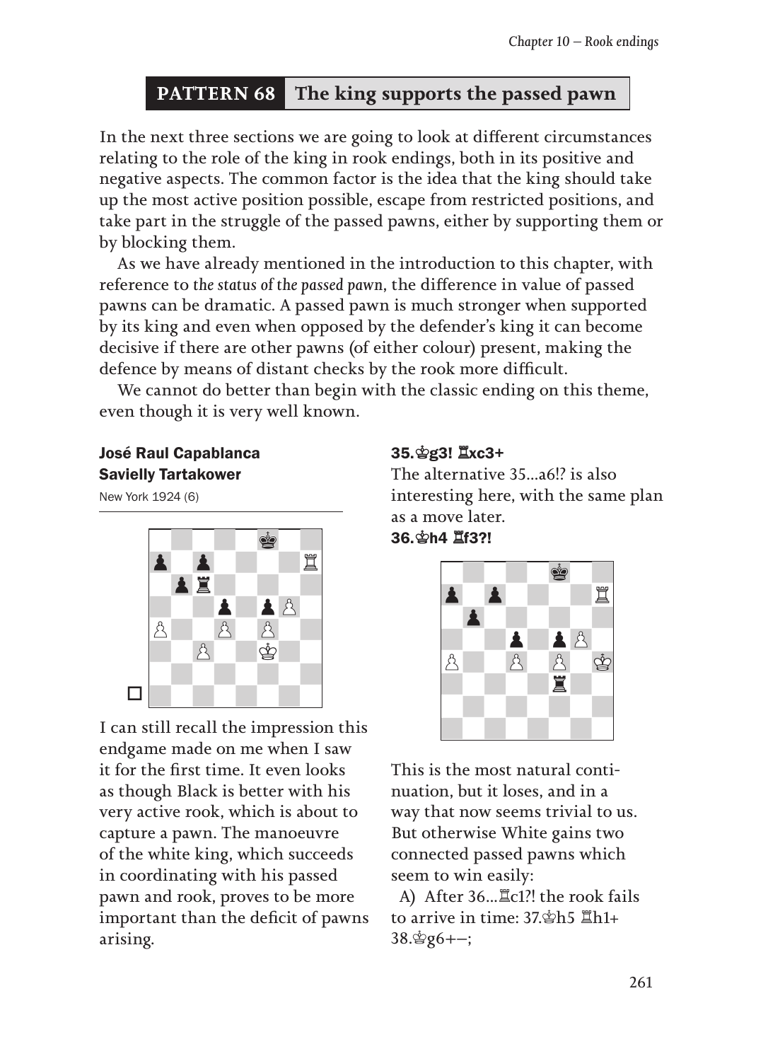## PATTERN 68 The king supports the passed pawn

In the next three sections we are going to look at different circumstances relating to the role of the king in rook endings, both in its positive and negative aspects. The common factor is the idea that the king should take up the most active position possible, escape from restricted positions, and take part in the struggle of the passed pawns, either by supporting them or by blocking them.

As we have already mentioned in the introduction to this chapter, with reference to *the status of the passed pawn*, the difference in value of passed pawns can be dramatic. A passed pawn is much stronger when supported by its king and even when opposed by the defender's king it can become decisive if there are other pawns (of either colour) present, making the defence by means of distant checks by the rook more difficult.

We cannot do better than begin with the classic ending on this theme, even though it is very well known.

**José Raul Capablanca**
**Savielly Tartakower**
New York 1924 (6)

I can still recall the impression this endgame made on me when I saw it for the first time. It even looks as though Black is better with his very active rook, which is about to capture a pawn. The manoeuvre of the white king, which succeeds in coordinating with his passed pawn and rook, proves to be more important than the deficit of pawns arising.

**35.♔g3! ♖xc3+**
The alternative 35...a6!? is also interesting here, with the same plan as a move later.

**36.♔h4 ♖f3?!**

This is the most natural continuation, but it loses, and in a way that now seems trivial to us. But otherwise White gains two connected passed pawns which seem to win easily:

A) After 36...♖c1?! the rook fails to arrive in time: 37.♔h5 ♖h1+ 38.♔g6+–;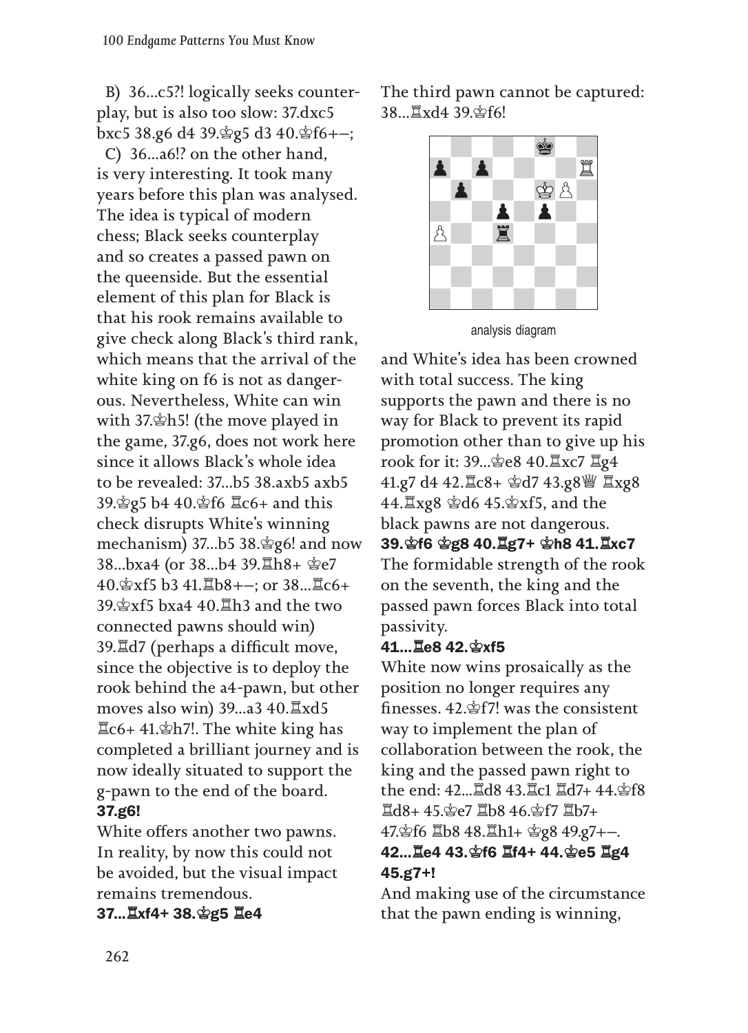B) 36...c5?! logically seeks counterplay, but is also too slow: 37.dxc5 bxc5 38.g6 d4 39.♔g5 d3 40.♔f6+–;

C) 36...a6!? on the other hand, is very interesting. It took many years before this plan was analysed. The idea is typical of modern chess; Black seeks counterplay and so creates a passed pawn on the queenside. But the essential element of this plan for Black is that his rook remains available to give check along Black's third rank, which means that the arrival of the white king on f6 is not as dangerous. Nevertheless, White can win with 37.♔h5! (the move played in the game, 37.g6, does not work here since it allows Black's whole idea to be revealed: 37...b5 38.axb5 axb5 39.♔g5 b4 40.♔f6 ♖c6+ and this check disrupts White's winning mechanism) 37...b5 38.♔g6! and now 38...bxa4 (or 38...b4 39.♖h8+ ♔e7 40.♔xf5 b3 41.♖b8+–; or 38...♖c6+ 39.♔xf5 bxa4 40.♖h3 and the two connected pawns should win) 39.♖d7 (perhaps a difficult move, since the objective is to deploy the rook behind the a4-pawn, but other moves also win) 39...a3 40.♖xd5 ♖c6+ 41.♔h7!. The white king has completed a brilliant journey and is now ideally situated to support the g-pawn to the end of the board.

**37.g6!**

White offers another two pawns. In reality, by now this could not be avoided, but the visual impact remains tremendous.

**37...♖xf4+ 38.♔g5 ♖e4**

The third pawn cannot be captured: 38...♖xd4 39.♔f6!

analysis diagram

and White's idea has been crowned with total success. The king supports the pawn and there is no way for Black to prevent its rapid promotion other than to give up his rook for it: 39...♔e8 40.♖xc7 ♖g4 41.g7 d4 42.♖c8+ ♔d7 43.g8♕ ♖xg8 44.♖xg8 ♔d6 45.♔xf5, and the black pawns are not dangerous.

**39.♔f6 ♔g8 40.♖g7+ ♔h8 41.♖xc7**

The formidable strength of the rook on the seventh, the king and the passed pawn forces Black into total passivity.

**41...♖e8 42.♔xf5**

White now wins prosaically as the position no longer requires any finesses. 42.♔f7! was the consistent way to implement the plan of collaboration between the rook, the king and the passed pawn right to the end: 42...♖d8 43.♖c1 ♖d7+ 44.♔f8 ♖d8+ 45.♔e7 ♖b8 46.♔f7 ♖b7+ 47.♔f6 ♖b8 48.♖h1+ ♔g8 49.g7+–.

**42...♖e4 43.♔f6 ♖f4+ 44.♔e5 ♖g4 45.g7+!**

And making use of the circumstance that the pawn ending is winning,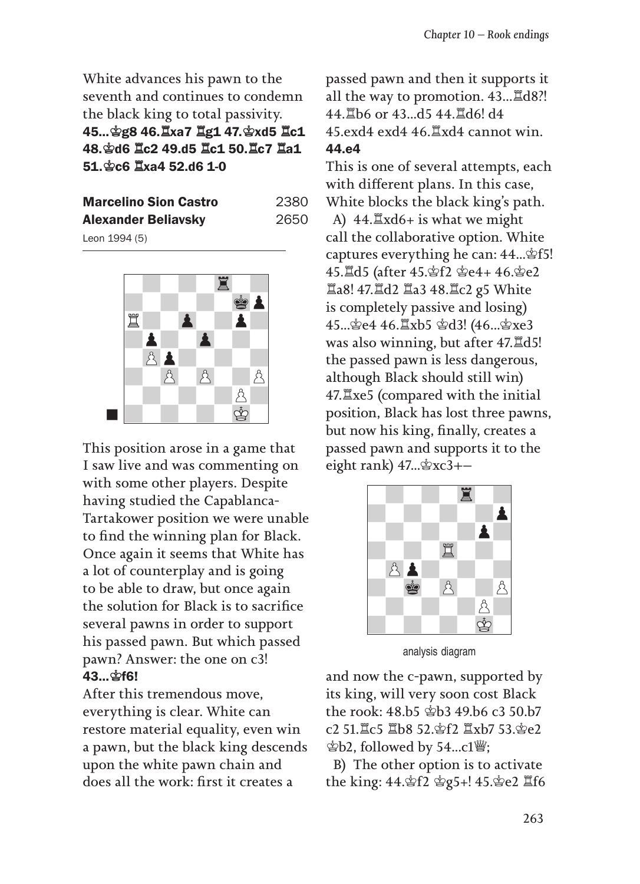White advances his pawn to the seventh and continues to condemn the black king to total passivity.
**45...♔g8 46.♖xa7 ♖g1 47.♔xd5 ♖c1 48.♔d6 ♖c2 49.d5 ♖c1 50.♖c7 ♖a1 51.♔c6 ♖xa4 52.d6 1-0**

| **Marcelino Sion Castro** | 2380 |
|---|---|
| **Alexander Beliavsky** | 2650 |

Leon 1994 (5)

This position arose in a game that I saw live and was commenting on with some other players. Despite having studied the Capablanca-Tartakower position we were unable to find the winning plan for Black. Once again it seems that White has a lot of counterplay and is going to be able to draw, but once again the solution for Black is to sacrifice several pawns in order to support his passed pawn. But which passed pawn? Answer: the one on c3!

**43...♔f6!**

After this tremendous move, everything is clear. White can restore material equality, even win a pawn, but the black king descends upon the white pawn chain and does all the work: first it creates a passed pawn and then it supports it all the way to promotion. 43...♖d8?! 44.♖b6 or 43...d5 44.♖d6! d4 45.exd4 exd4 46.♖xd4 cannot win.

**44.e4**

This is one of several attempts, each with different plans. In this case, White blocks the black king's path.

A) 44.♖xd6+ is what we might call the collaborative option. White captures everything he can: 44...♔f5! 45.♖d5 (after 45.♔f2 ♔e4+ 46.♔e2 ♖a8! 47.♖d2 ♖a3 48.♖c2 g5 White is completely passive and losing) 45...♔e4 46.♖xb5 ♔d3! (46...♔xe3 was also winning, but after 47.♖d5! the passed pawn is less dangerous, although Black should still win) 47.♖xe5 (compared with the initial position, Black has lost three pawns, but now his king, finally, creates a passed pawn and supports it to the eight rank) 47...♔xc3+–

analysis diagram

and now the c-pawn, supported by its king, will very soon cost Black the rook: 48.b5 ♔b3 49.b6 c3 50.b7 c2 51.♖c5 ♖b8 52.♔f2 ♖xb7 53.♔e2 ♔b2, followed by 54...c1♕;

B) The other option is to activate the king: 44.♔f2 ♔g5+! 45.♔e2 ♖f6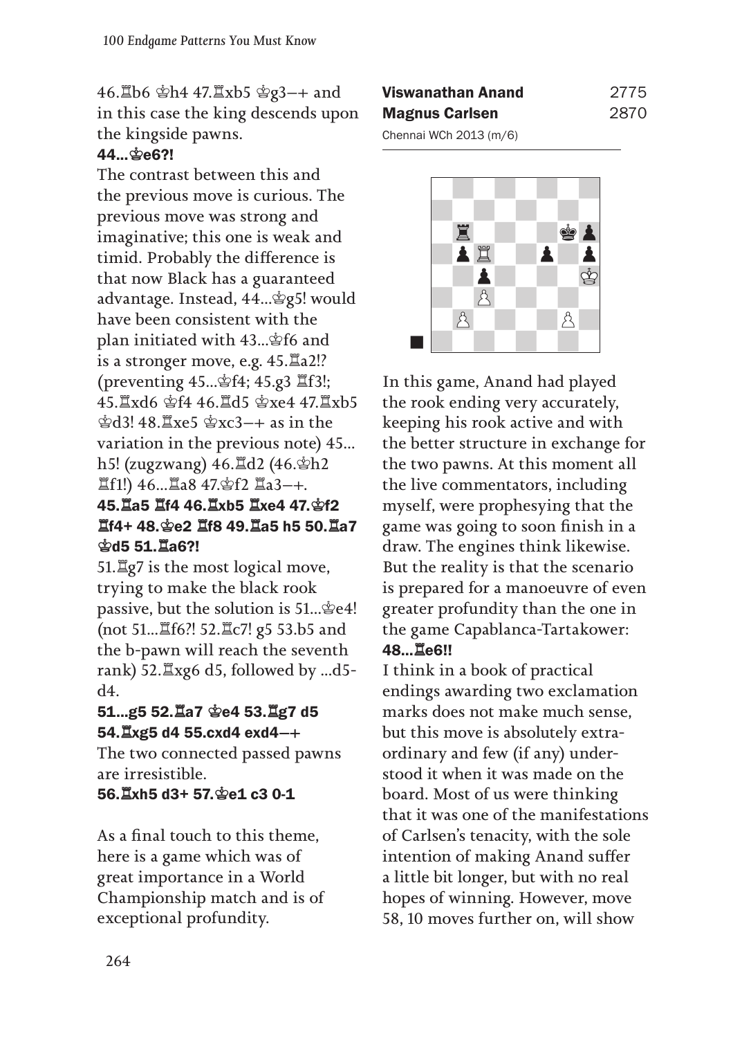46.♖b6 ♔h4 47.♖xb5 ♔g3–+ and in this case the king descends upon the kingside pawns.

**44...♔e6?!**

The contrast between this and the previous move is curious. The previous move was strong and imaginative; this one is weak and timid. Probably the difference is that now Black has a guaranteed advantage. Instead, 44...♔g5! would have been consistent with the plan initiated with 43...♔f6 and is a stronger move, e.g. 45.♖a2!? (preventing 45...♔f4; 45.g3 ♖f3!; 45.♖xd6 ♔f4 46.♖d5 ♔xe4 47.♖xb5 ♔d3! 48.♖xe5 ♔xc3–+ as in the variation in the previous note) 45... h5! (zugzwang) 46.♖d2 (46.♔h2 ♖f1!) 46...♖a8 47.♔f2 ♖a3–+.

**45.♖a5 ♖f4 46.♖xb5 ♖xe4 47.♔f2 ♖f4+ 48.♔e2 ♖f8 49.♖a5 h5 50.♖a7 ♔d5 51.♖a6?!**

51.♖g7 is the most logical move, trying to make the black rook passive, but the solution is 51...♔e4! (not 51...♖f6?! 52.♖c7! g5 53.b5 and the b-pawn will reach the seventh rank) 52.♖xg6 d5, followed by ...d5-d4.

**51...g5 52.♖a7 ♔e4 53.♖g7 d5 54.♖xg5 d4 55.cxd4 exd4–+**

The two connected passed pawns are irresistible.

**56.♖xh5 d3+ 57.♔e1 c3 0-1**

As a final touch to this theme, here is a game which was of great importance in a World Championship match and is of exceptional profundity.

**Viswanathan Anand** 2775
**Magnus Carlsen** 2870
Chennai WCh 2013 (m/6)

In this game, Anand had played the rook ending very accurately, keeping his rook active and with the better structure in exchange for the two pawns. At this moment all the live commentators, including myself, were prophesying that the game was going to soon finish in a draw. The engines think likewise. But the reality is that the scenario is prepared for a manoeuvre of even greater profundity than the one in the game Capablanca-Tartakower:

**48...♖e6!!**

I think in a book of practical endings awarding two exclamation marks does not make much sense, but this move is absolutely extraordinary and few (if any) understood it when it was made on the board. Most of us were thinking that it was one of the manifestations of Carlsen's tenacity, with the sole intention of making Anand suffer a little bit longer, but with no real hopes of winning. However, move 58, 10 moves further on, will show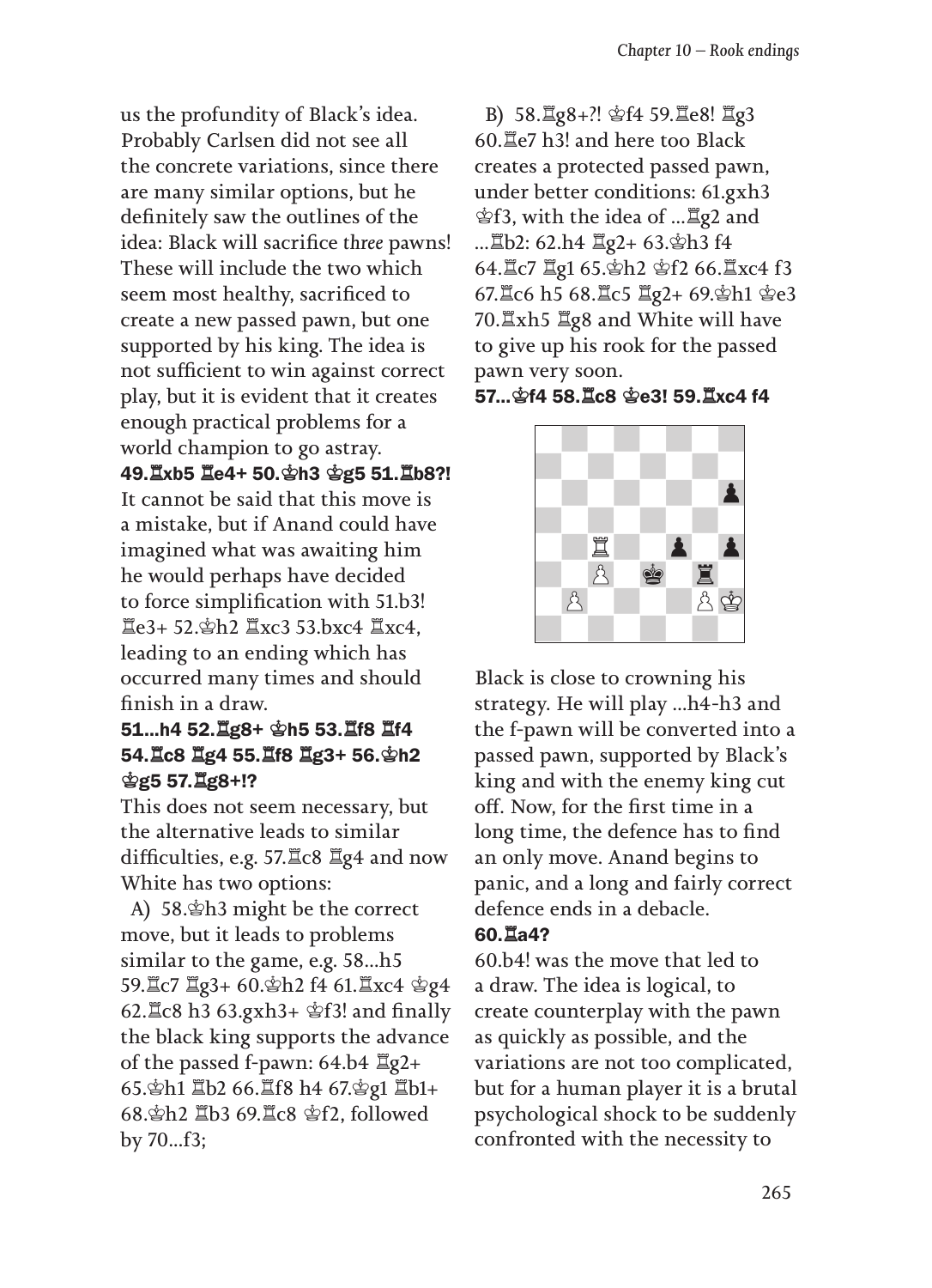us the profundity of Black's idea. Probably Carlsen did not see all the concrete variations, since there are many similar options, but he definitely saw the outlines of the idea: Black will sacrifice *three* pawns! These will include the two which seem most healthy, sacrificed to create a new passed pawn, but one supported by his king. The idea is not sufficient to win against correct play, but it is evident that it creates enough practical problems for a world champion to go astray.

**49.♖xb5 ♖e4+ 50.♔h3 ♚g5 51.♖b8?!**

It cannot be said that this move is a mistake, but if Anand could have imagined what was awaiting him he would perhaps have decided to force simplification with 51.b3! ♖e3+ 52.♔h2 ♖xc3 53.bxc4 ♖xc4, leading to an ending which has occurred many times and should finish in a draw.

**51...h4 52.♖g8+ ♚h5 53.♖f8 ♖f4 54.♖c8 ♖g4 55.♖f8 ♖g3+ 56.♔h2 ♚g5 57.♖g8+!?**

This does not seem necessary, but the alternative leads to similar difficulties, e.g. 57.♖c8 ♖g4 and now White has two options:

A) 58.♔h3 might be the correct move, but it leads to problems similar to the game, e.g. 58...h5 59.♖c7 ♖g3+ 60.♔h2 f4 61.♖xc4 ♔g4 62.♖c8 h3 63.gxh3+ ♔f3! and finally the black king supports the advance of the passed f-pawn: 64.b4 ♖g2+ 65.♔h1 ♖b2 66.♖f8 h4 67.♔g1 ♖b1+ 68.♔h2 ♖b3 69.♖c8 ♔f2, followed by 70...f3;

B) 58.♖g8+?! ♔f4 59.♖e8! ♖g3 60.♖e7 h3! and here too Black creates a protected passed pawn, under better conditions: 61.gxh3 ♔f3, with the idea of ...♖g2 and ...♖b2: 62.h4 ♖g2+ 63.♔h3 f4 64.♖c7 ♖g1 65.♔h2 ♔f2 66.♖xc4 f3 67.♖c6 h5 68.♖c5 ♖g2+ 69.♔h1 ♔e3 70.♖xh5 ♖g8 and White will have to give up his rook for the passed pawn very soon.

**57...♚f4 58.♖c8 ♚e3! 59.♖xc4 f4**

Black is close to crowning his strategy. He will play ...h4-h3 and the f-pawn will be converted into a passed pawn, supported by Black's king and with the enemy king cut off. Now, for the first time in a long time, the defence has to find an only move. Anand begins to panic, and a long and fairly correct defence ends in a debacle.

**60.♖a4?**

60.b4! was the move that led to a draw. The idea is logical, to create counterplay with the pawn as quickly as possible, and the variations are not too complicated, but for a human player it is a brutal psychological shock to be suddenly confronted with the necessity to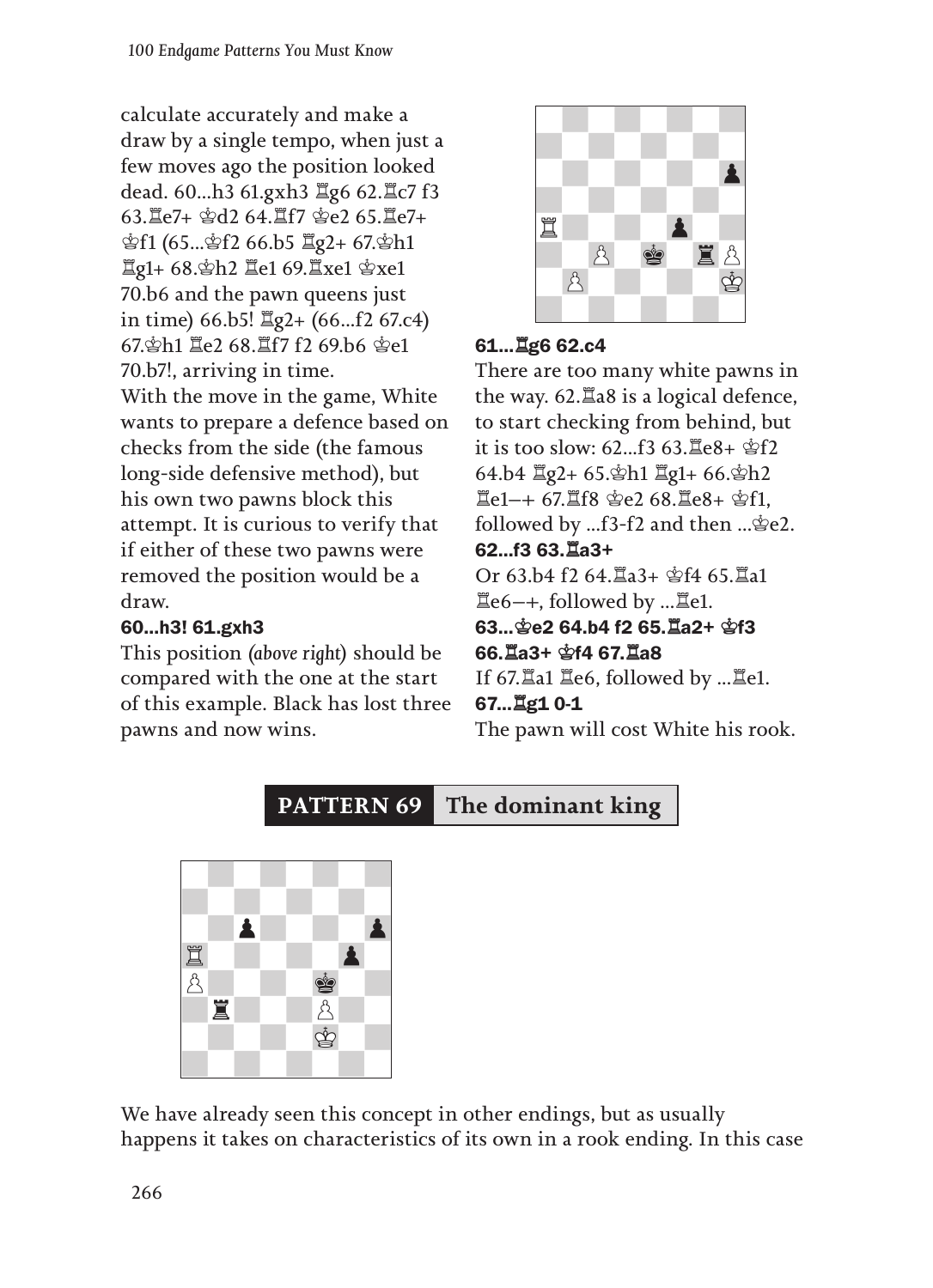calculate accurately and make a draw by a single tempo, when just a few moves ago the position looked dead. 60...h3 61.gxh3 ♖g6 62.♖c7 f3 63.♖e7+ ♔d2 64.♖f7 ♔e2 65.♖e7+ ♔f1 (65...♔f2 66.b5 ♖g2+ 67.♔h1 ♖g1+ 68.♔h2 ♖e1 69.♖xe1 ♔xe1 70.b6 and the pawn queens just in time) 66.b5! ♖g2+ (66...f2 67.c4) 67.♔h1 ♖e2 68.♖f7 f2 69.b6 ♔e1 70.b7!, arriving in time.

With the move in the game, White wants to prepare a defence based on checks from the side (the famous long-side defensive method), but his own two pawns block this attempt. It is curious to verify that if either of these two pawns were removed the position would be a draw.

**60...h3! 61.gxh3**

This position (*above right*) should be compared with the one at the start of this example. Black has lost three pawns and now wins.

**61...♖g6 62.c4**

There are too many white pawns in the way. 62.♖a8 is a logical defence, to start checking from behind, but it is too slow: 62...f3 63.♖e8+ ♔f2 64.b4 ♖g2+ 65.♔h1 ♖g1+ 66.♔h2 ♖e1–+ 67.♖f8 ♔e2 68.♖e8+ ♔f1, followed by ...f3-f2 and then ...♔e2.

**62...f3 63.♖a3+**

Or 63.b4 f2 64.♖a3+ ♔f4 65.♖a1 ♖e6–+, followed by ...♖e1.

**63...♔e2 64.b4 f2 65.♖a2+ ♔f3 66.♖a3+ ♔f4 67.♖a8**

If 67.♖a1 ♖e6, followed by ...♖e1.

**67...♖g1 0-1**

The pawn will cost White his rook.

## PATTERN 69 The dominant king

We have already seen this concept in other endings, but as usually happens it takes on characteristics of its own in a rook ending. In this case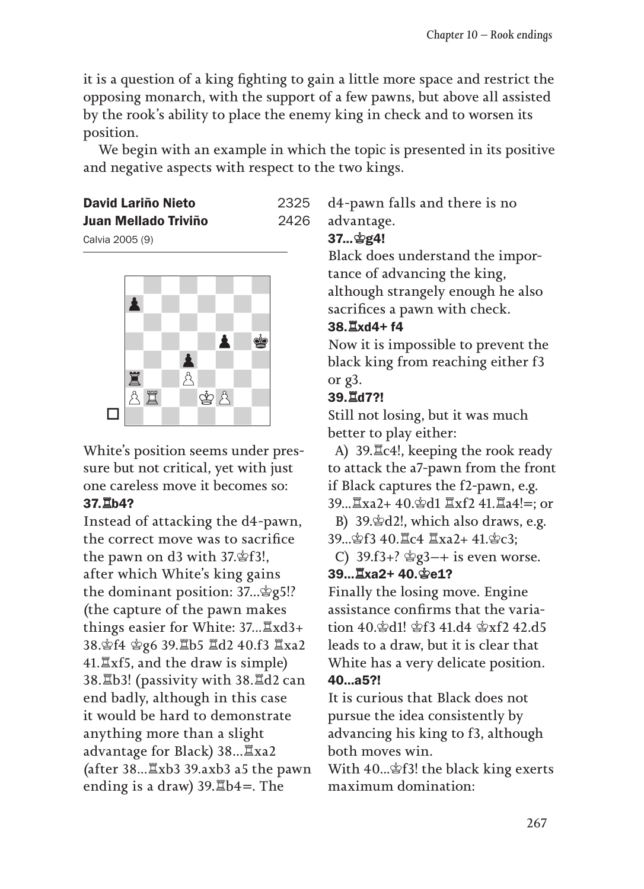it is a question of a king fighting to gain a little more space and restrict the opposing monarch, with the support of a few pawns, but above all assisted by the rook's ability to place the enemy king in check and to worsen its position.

We begin with an example in which the topic is presented in its positive and negative aspects with respect to the two kings.

**David Lariño Nieto** 2325
**Juan Mellado Triviño** 2426
Calvia 2005 (9)

White's position seems under pressure but not critical, yet with just one careless move it becomes so:

**37.♖b4?**

Instead of attacking the d4-pawn, the correct move was to sacrifice the pawn on d3 with 37.♔f3!, after which White's king gains the dominant position: 37...♔g5!? (the capture of the pawn makes things easier for White: 37...♖xd3+ 38.♔f4 ♔g6 39.♖b5 ♖d2 40.f3 ♖xa2 41.♖xf5, and the draw is simple) 38.♖b3! (passivity with 38.♖d2 can end badly, although in this case it would be hard to demonstrate anything more than a slight advantage for Black) 38...♖xa2 (after 38...♖xb3 39.axb3 a5 the pawn ending is a draw) 39.♖b4=. The d4-pawn falls and there is no advantage.

**37...♔g4!**

Black does understand the importance of advancing the king, although strangely enough he also sacrifices a pawn with check.

**38.♖xd4+ f4**

Now it is impossible to prevent the black king from reaching either f3 or g3.

**39.♖d7?!**

Still not losing, but it was much better to play either:

A) 39.♖c4!, keeping the rook ready to attack the a7-pawn from the front if Black captures the f2-pawn, e.g. 39...♖xa2+ 40.♔d1 ♖xf2 41.♖a4!=; or

B) 39.♔d2!, which also draws, e.g. 39...♔f3 40.♖c4 ♖xa2+ 41.♔c3;

C) 39.f3+? ♔g3–+ is even worse.

**39...♖xa2+ 40.♔e1?**

Finally the losing move. Engine assistance confirms that the variation 40.♔d1! ♔f3 41.d4 ♔xf2 42.d5 leads to a draw, but it is clear that White has a very delicate position.

**40...a5?!**

It is curious that Black does not pursue the idea consistently by advancing his king to f3, although both moves win.

With 40...♔f3! the black king exerts maximum domination: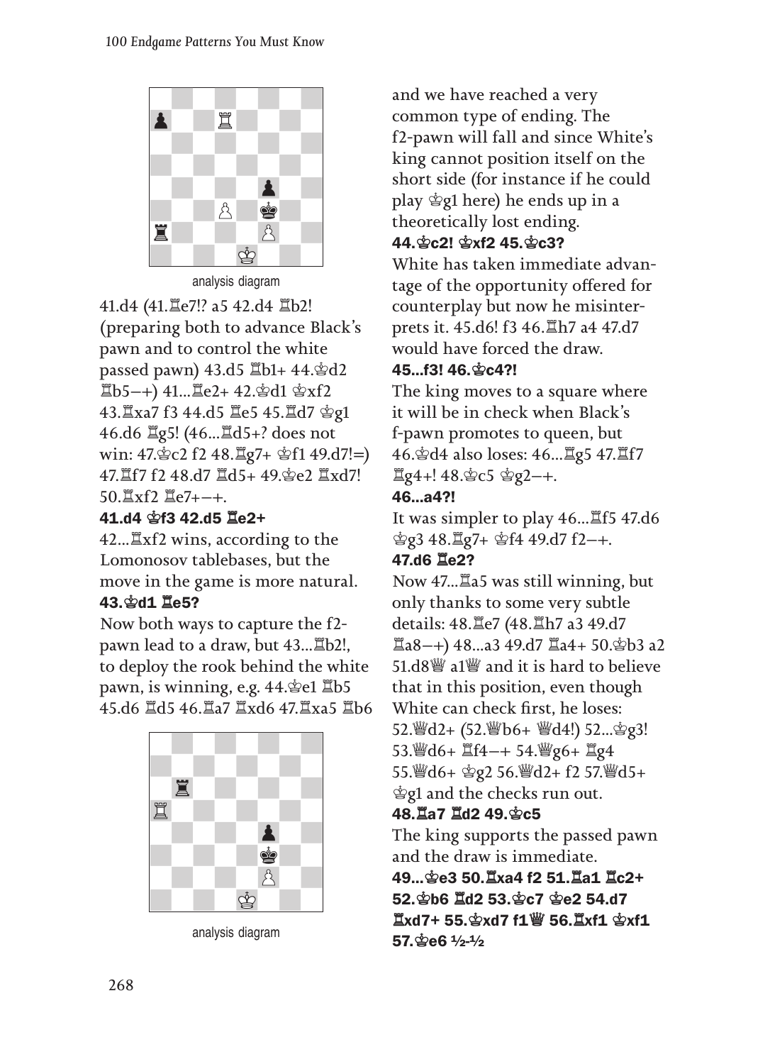analysis diagram

41.d4 (41.♖e7!? a5 42.d4 ♖b2! (preparing both to advance Black's pawn and to control the white passed pawn) 43.d5 ♖b1+ 44.♔d2 ♖b5–+) 41...♖e2+ 42.♔d1 ♔xf2 43.♖xa7 f3 44.d5 ♖e5 45.♖d7 ♔g1 46.d6 ♖g5! (46...♖d5+? does not win: 47.♔c2 f2 48.♖g7+ ♔f1 49.d7!=) 47.♖f7 f2 48.d7 ♖d5+ 49.♔e2 ♖xd7! 50.♖xf2 ♖e7+–+.

**41.d4 ♔f3 42.d5 ♖e2+**

42...♖xf2 wins, according to the Lomonosov tablebases, but the move in the game is more natural.

**43.♔d1 ♖e5?**

Now both ways to capture the f2-pawn lead to a draw, but 43...♖b2!, to deploy the rook behind the white pawn, is winning, e.g. 44.♔e1 ♖b5 45.d6 ♖d5 46.♖a7 ♖xd6 47.♖xa5 ♖b6

analysis diagram

and we have reached a very common type of ending. The f2-pawn will fall and since White's king cannot position itself on the short side (for instance if he could play ♔g1 here) he ends up in a theoretically lost ending.

**44.♔c2! ♔xf2 45.♔c3?**

White has taken immediate advantage of the opportunity offered for counterplay but now he misinterprets it. 45.d6! f3 46.♖h7 a4 47.d7 would have forced the draw.

**45...f3! 46.♔c4?!**

The king moves to a square where it will be in check when Black's f-pawn promotes to queen, but 46.♔d4 also loses: 46...♖g5 47.♖f7 ♖g4+! 48.♔c5 ♔g2–+.

**46...a4?!**

It was simpler to play 46...♖f5 47.d6 ♔g3 48.♖g7+ ♔f4 49.d7 f2–+.

**47.d6 ♖e2?**

Now 47...♖a5 was still winning, but only thanks to some very subtle details: 48.♖e7 (48.♖h7 a3 49.d7 ♖a8–+) 48...a3 49.d7 ♖a4+ 50.♔b3 a2 51.d8♕ a1♕ and it is hard to believe that in this position, even though White can check first, he loses: 52.♕d2+ (52.♕b6+ ♕d4!) 52...♔g3! 53.♕d6+ ♖f4–+ 54.♕g6+ ♖g4 55.♕d6+ ♔g2 56.♕d2+ f2 57.♕d5+ ♔g1 and the checks run out.

**48.♖a7 ♖d2 49.♔c5**

The king supports the passed pawn and the draw is immediate.

**49...♔e3 50.♖xa4 f2 51.♖a1 ♖c2+ 52.♔b6 ♖d2 53.♔c7 ♔e2 54.d7 ♖xd7+ 55.♔xd7 f1♕ 56.♖xf1 ♔xf1 57.♔e6 ½-½**